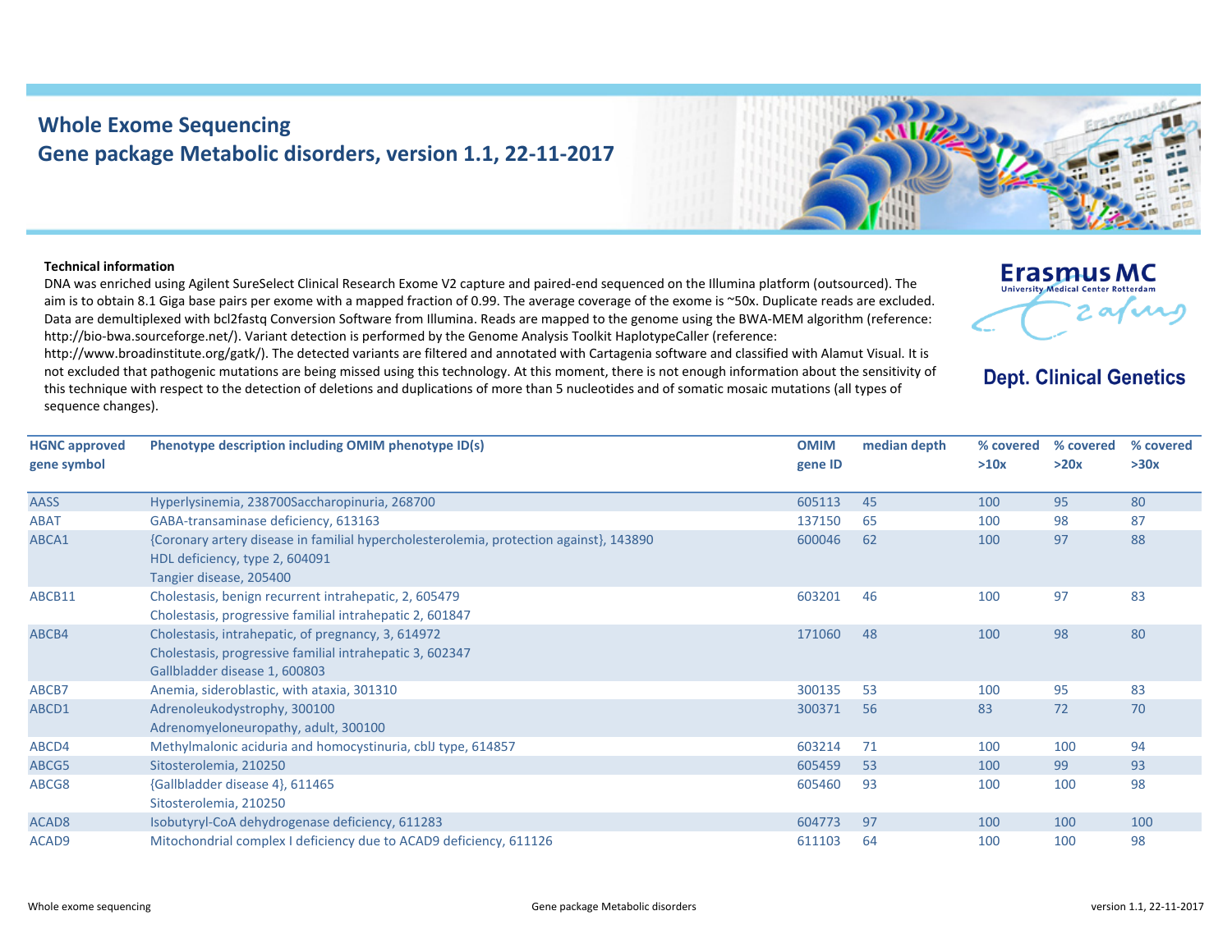# Whole Exome Sequencing
## Gene package Metabolic disorders, version 1.1, 22-11-2017

Erasmus MC
University Medical Center Rotterdam

**Dept. Clinical Genetics**

**Technical information**

DNA was enriched using Agilent SureSelect Clinical Research Exome V2 capture and paired-end sequenced on the Illumina platform (outsourced). The aim is to obtain 8.1 Giga base pairs per exome with a mapped fraction of 0.99. The average coverage of the exome is ~50x. Duplicate reads are excluded. Data are demultiplexed with bcl2fastq Conversion Software from Illumina. Reads are mapped to the genome using the BWA-MEM algorithm (reference: http://bio-bwa.sourceforge.net/). Variant detection is performed by the Genome Analysis Toolkit HaplotypeCaller (reference: http://www.broadinstitute.org/gatk/). The detected variants are filtered and annotated with Cartagenia software and classified with Alamut Visual. It is not excluded that pathogenic mutations are being missed using this technology. At this moment, there is not enough information about the sensitivity of this technique with respect to the detection of deletions and duplications of more than 5 nucleotides and of somatic mosaic mutations (all types of sequence changes).

| HGNC approved gene symbol | Phenotype description including OMIM phenotype ID(s) | OMIM gene ID | median depth | % covered >10x | % covered >20x | % covered >30x |
|---|---|---|---|---|---|---|
| AASS | Hyperlysinemia, 238700Saccharopinuria, 268700 | 605113 | 45 | 100 | 95 | 80 |
| ABAT | GABA-transaminase deficiency, 613163 | 137150 | 65 | 100 | 98 | 87 |
| ABCA1 | {Coronary artery disease in familial hypercholesterolemia, protection against}, 143890<br>HDL deficiency, type 2, 604091<br>Tangier disease, 205400 | 600046 | 62 | 100 | 97 | 88 |
| ABCB11 | Cholestasis, benign recurrent intrahepatic, 2, 605479<br>Cholestasis, progressive familial intrahepatic 2, 601847 | 603201 | 46 | 100 | 97 | 83 |
| ABCB4 | Cholestasis, intrahepatic, of pregnancy, 3, 614972<br>Cholestasis, progressive familial intrahepatic 3, 602347<br>Gallbladder disease 1, 600803 | 171060 | 48 | 100 | 98 | 80 |
| ABCB7 | Anemia, sideroblastic, with ataxia, 301310 | 300135 | 53 | 100 | 95 | 83 |
| ABCD1 | Adrenoleukodystrophy, 300100<br>Adrenomyeloneuropathy, adult, 300100 | 300371 | 56 | 83 | 72 | 70 |
| ABCD4 | Methylmalonic aciduria and homocystinuria, cblJ type, 614857 | 603214 | 71 | 100 | 100 | 94 |
| ABCG5 | Sitosterolemia, 210250 | 605459 | 53 | 100 | 99 | 93 |
| ABCG8 | {Gallbladder disease 4}, 611465<br>Sitosterolemia, 210250 | 605460 | 93 | 100 | 100 | 98 |
| ACAD8 | Isobutyryl-CoA dehydrogenase deficiency, 611283 | 604773 | 97 | 100 | 100 | 100 |
| ACAD9 | Mitochondrial complex I deficiency due to ACAD9 deficiency, 611126 | 611103 | 64 | 100 | 100 | 98 |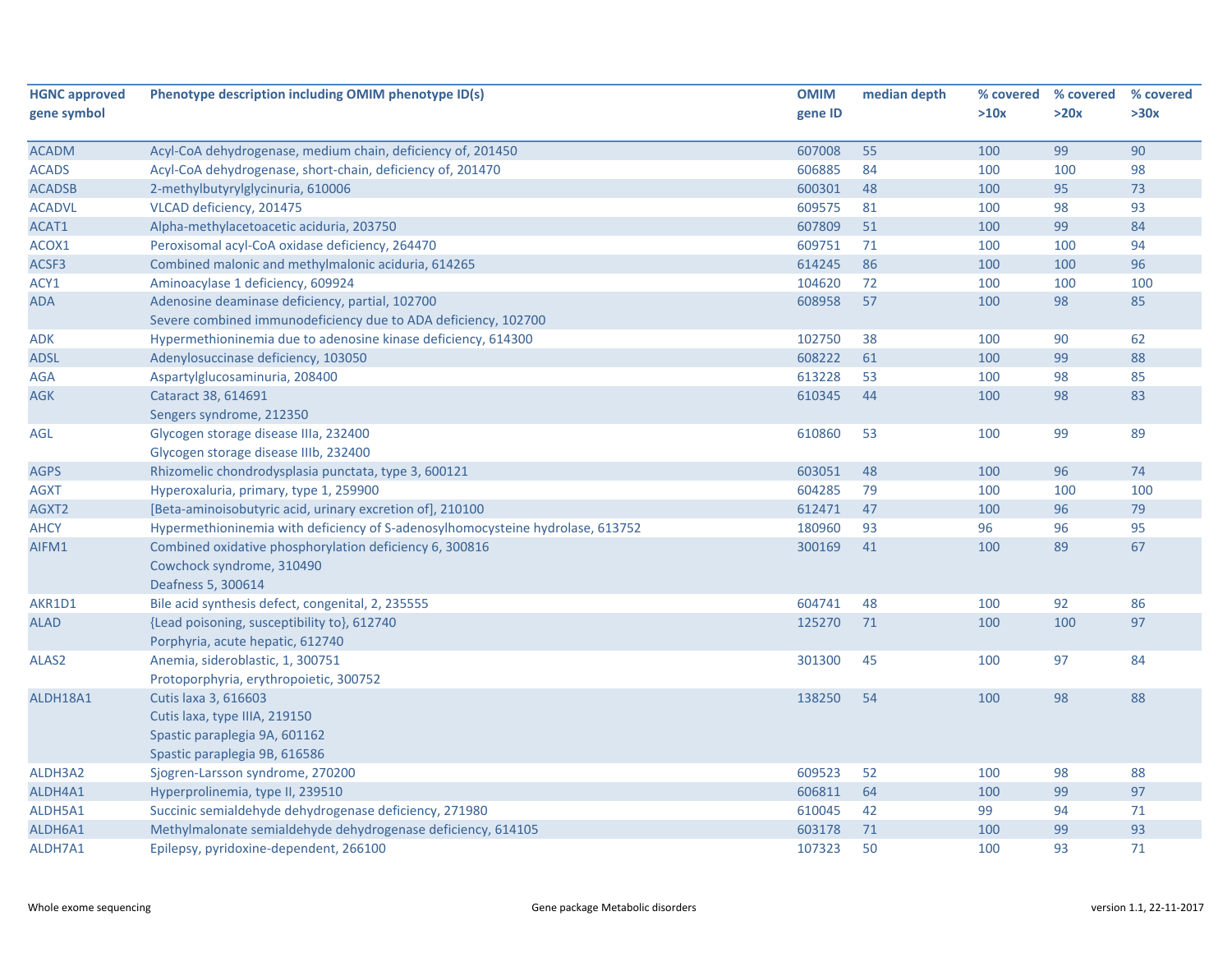| HGNC approved gene symbol | Phenotype description including OMIM phenotype ID(s) | OMIM gene ID | median depth | % covered >10x | % covered >20x | % covered >30x |
|---|---|---|---|---|---|---|
| ACADM | Acyl-CoA dehydrogenase, medium chain, deficiency of, 201450 | 607008 | 55 | 100 | 99 | 90 |
| ACADS | Acyl-CoA dehydrogenase, short-chain, deficiency of, 201470 | 606885 | 84 | 100 | 100 | 98 |
| ACADSB | 2-methylbutyrylglycinuria, 610006 | 600301 | 48 | 100 | 95 | 73 |
| ACADVL | VLCAD deficiency, 201475 | 609575 | 81 | 100 | 98 | 93 |
| ACAT1 | Alpha-methylacetoacetic aciduria, 203750 | 607809 | 51 | 100 | 99 | 84 |
| ACOX1 | Peroxisomal acyl-CoA oxidase deficiency, 264470 | 609751 | 71 | 100 | 100 | 94 |
| ACSF3 | Combined malonic and methylmalonic aciduria, 614265 | 614245 | 86 | 100 | 100 | 96 |
| ACY1 | Aminoacylase 1 deficiency, 609924 | 104620 | 72 | 100 | 100 | 100 |
| ADA | Adenosine deaminase deficiency, partial, 102700<br>Severe combined immunodeficiency due to ADA deficiency, 102700 | 608958 | 57 | 100 | 98 | 85 |
| ADK | Hypermethioninemia due to adenosine kinase deficiency, 614300 | 102750 | 38 | 100 | 90 | 62 |
| ADSL | Adenylosuccinase deficiency, 103050 | 608222 | 61 | 100 | 99 | 88 |
| AGA | Aspartylglucosaminuria, 208400 | 613228 | 53 | 100 | 98 | 85 |
| AGK | Cataract 38, 614691<br>Sengers syndrome, 212350 | 610345 | 44 | 100 | 98 | 83 |
| AGL | Glycogen storage disease IIIa, 232400<br>Glycogen storage disease IIIb, 232400 | 610860 | 53 | 100 | 99 | 89 |
| AGPS | Rhizomelic chondrodysplasia punctata, type 3, 600121 | 603051 | 48 | 100 | 96 | 74 |
| AGXT | Hyperoxaluria, primary, type 1, 259900 | 604285 | 79 | 100 | 100 | 100 |
| AGXT2 | [Beta-aminoisobutyric acid, urinary excretion of], 210100 | 612471 | 47 | 100 | 96 | 79 |
| AHCY | Hypermethioninemia with deficiency of S-adenosylhomocysteine hydrolase, 613752 | 180960 | 93 | 96 | 96 | 95 |
| AIFM1 | Combined oxidative phosphorylation deficiency 6, 300816<br>Cowchock syndrome, 310490<br>Deafness 5, 300614 | 300169 | 41 | 100 | 89 | 67 |
| AKR1D1 | Bile acid synthesis defect, congenital, 2, 235555 | 604741 | 48 | 100 | 92 | 86 |
| ALAD | {Lead poisoning, susceptibility to}, 612740<br>Porphyria, acute hepatic, 612740 | 125270 | 71 | 100 | 100 | 97 |
| ALAS2 | Anemia, sideroblastic, 1, 300751<br>Protoporphyria, erythropoietic, 300752 | 301300 | 45 | 100 | 97 | 84 |
| ALDH18A1 | Cutis laxa 3, 616603<br>Cutis laxa, type IIIA, 219150<br>Spastic paraplegia 9A, 601162<br>Spastic paraplegia 9B, 616586 | 138250 | 54 | 100 | 98 | 88 |
| ALDH3A2 | Sjogren-Larsson syndrome, 270200 | 609523 | 52 | 100 | 98 | 88 |
| ALDH4A1 | Hyperprolinemia, type II, 239510 | 606811 | 64 | 100 | 99 | 97 |
| ALDH5A1 | Succinic semialdehyde dehydrogenase deficiency, 271980 | 610045 | 42 | 99 | 94 | 71 |
| ALDH6A1 | Methylmalonate semialdehyde dehydrogenase deficiency, 614105 | 603178 | 71 | 100 | 99 | 93 |
| ALDH7A1 | Epilepsy, pyridoxine-dependent, 266100 | 107323 | 50 | 100 | 93 | 71 |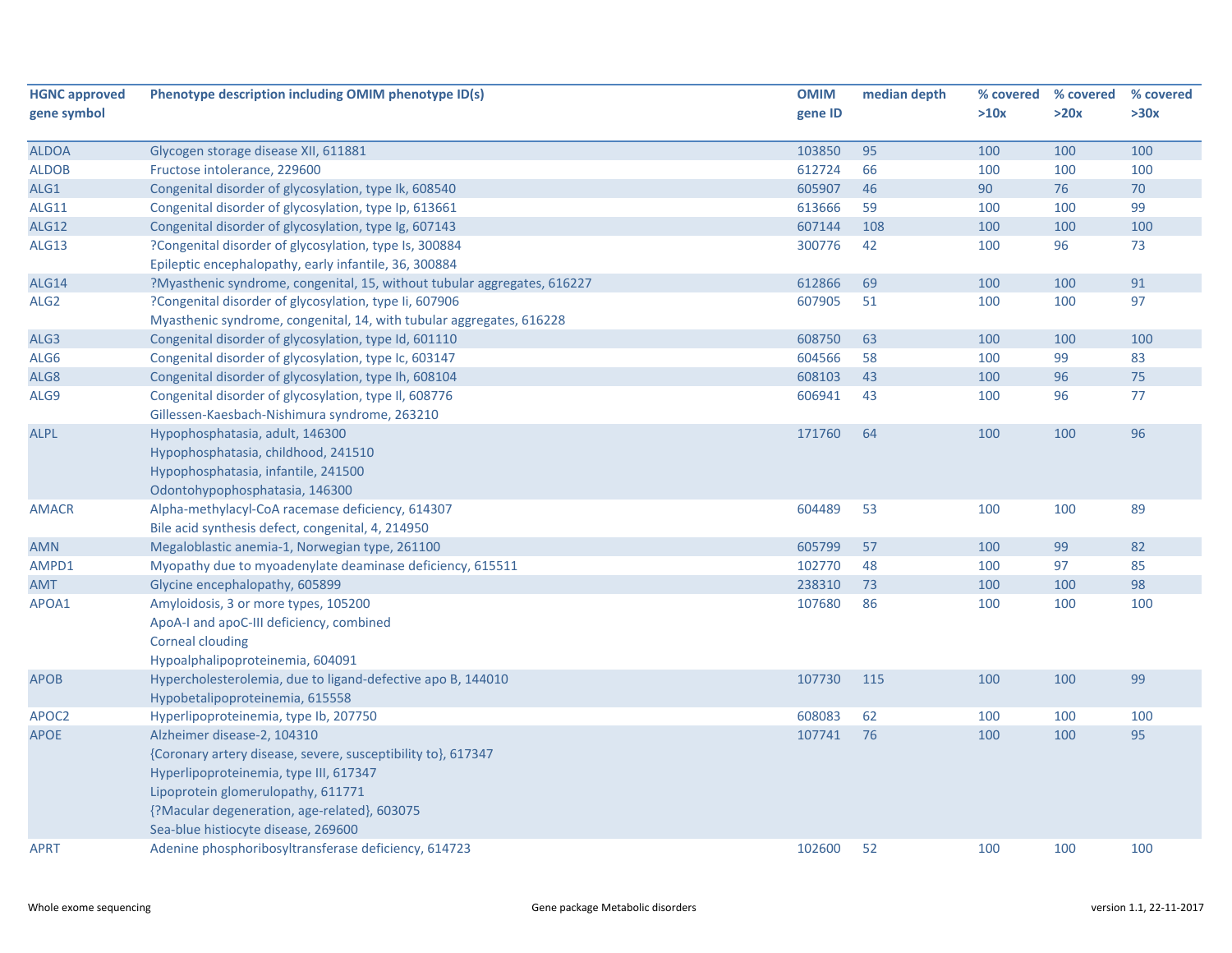| HGNC approved gene symbol | Phenotype description including OMIM phenotype ID(s) | OMIM gene ID | median depth | % covered >10x | % covered >20x | % covered >30x |
|---|---|---|---|---|---|---|
| ALDOA | Glycogen storage disease XII, 611881 | 103850 | 95 | 100 | 100 | 100 |
| ALDOB | Fructose intolerance, 229600 | 612724 | 66 | 100 | 100 | 100 |
| ALG1 | Congenital disorder of glycosylation, type Ik, 608540 | 605907 | 46 | 90 | 76 | 70 |
| ALG11 | Congenital disorder of glycosylation, type Ip, 613661 | 613666 | 59 | 100 | 100 | 99 |
| ALG12 | Congenital disorder of glycosylation, type Ig, 607143 | 607144 | 108 | 100 | 100 | 100 |
| ALG13 | ?Congenital disorder of glycosylation, type Is, 300884<br>Epileptic encephalopathy, early infantile, 36, 300884 | 300776 | 42 | 100 | 96 | 73 |
| ALG14 | ?Myasthenic syndrome, congenital, 15, without tubular aggregates, 616227 | 612866 | 69 | 100 | 100 | 91 |
| ALG2 | ?Congenital disorder of glycosylation, type Ii, 607906<br>Myasthenic syndrome, congenital, 14, with tubular aggregates, 616228 | 607905 | 51 | 100 | 100 | 97 |
| ALG3 | Congenital disorder of glycosylation, type Id, 601110 | 608750 | 63 | 100 | 100 | 100 |
| ALG6 | Congenital disorder of glycosylation, type Ic, 603147 | 604566 | 58 | 100 | 99 | 83 |
| ALG8 | Congenital disorder of glycosylation, type Ih, 608104 | 608103 | 43 | 100 | 96 | 75 |
| ALG9 | Congenital disorder of glycosylation, type Il, 608776<br>Gillessen-Kaesbach-Nishimura syndrome, 263210 | 606941 | 43 | 100 | 96 | 77 |
| ALPL | Hypophosphatasia, adult, 146300<br>Hypophosphatasia, childhood, 241510<br>Hypophosphatasia, infantile, 241500<br>Odontohypophosphatasia, 146300 | 171760 | 64 | 100 | 100 | 96 |
| AMACR | Alpha-methylacyl-CoA racemase deficiency, 614307<br>Bile acid synthesis defect, congenital, 4, 214950 | 604489 | 53 | 100 | 100 | 89 |
| AMN | Megaloblastic anemia-1, Norwegian type, 261100 | 605799 | 57 | 100 | 99 | 82 |
| AMPD1 | Myopathy due to myoadenylate deaminase deficiency, 615511 | 102770 | 48 | 100 | 97 | 85 |
| AMT | Glycine encephalopathy, 605899 | 238310 | 73 | 100 | 100 | 98 |
| APOA1 | Amyloidosis, 3 or more types, 105200<br>ApoA-I and apoC-III deficiency, combined<br>Corneal clouding<br>Hypoalphalipoproteinemia, 604091 | 107680 | 86 | 100 | 100 | 100 |
| APOB | Hypercholesterolemia, due to ligand-defective apo B, 144010<br>Hypobetalipoproteinemia, 615558 | 107730 | 115 | 100 | 100 | 99 |
| APOC2 | Hyperlipoproteinemia, type Ib, 207750 | 608083 | 62 | 100 | 100 | 100 |
| APOE | Alzheimer disease-2, 104310<br>{Coronary artery disease, severe, susceptibility to}, 617347<br>Hyperlipoproteinemia, type III, 617347<br>Lipoprotein glomerulopathy, 611771<br>{?Macular degeneration, age-related}, 603075<br>Sea-blue histiocyte disease, 269600 | 107741 | 76 | 100 | 100 | 95 |
| APRT | Adenine phosphoribosyltransferase deficiency, 614723 | 102600 | 52 | 100 | 100 | 100 |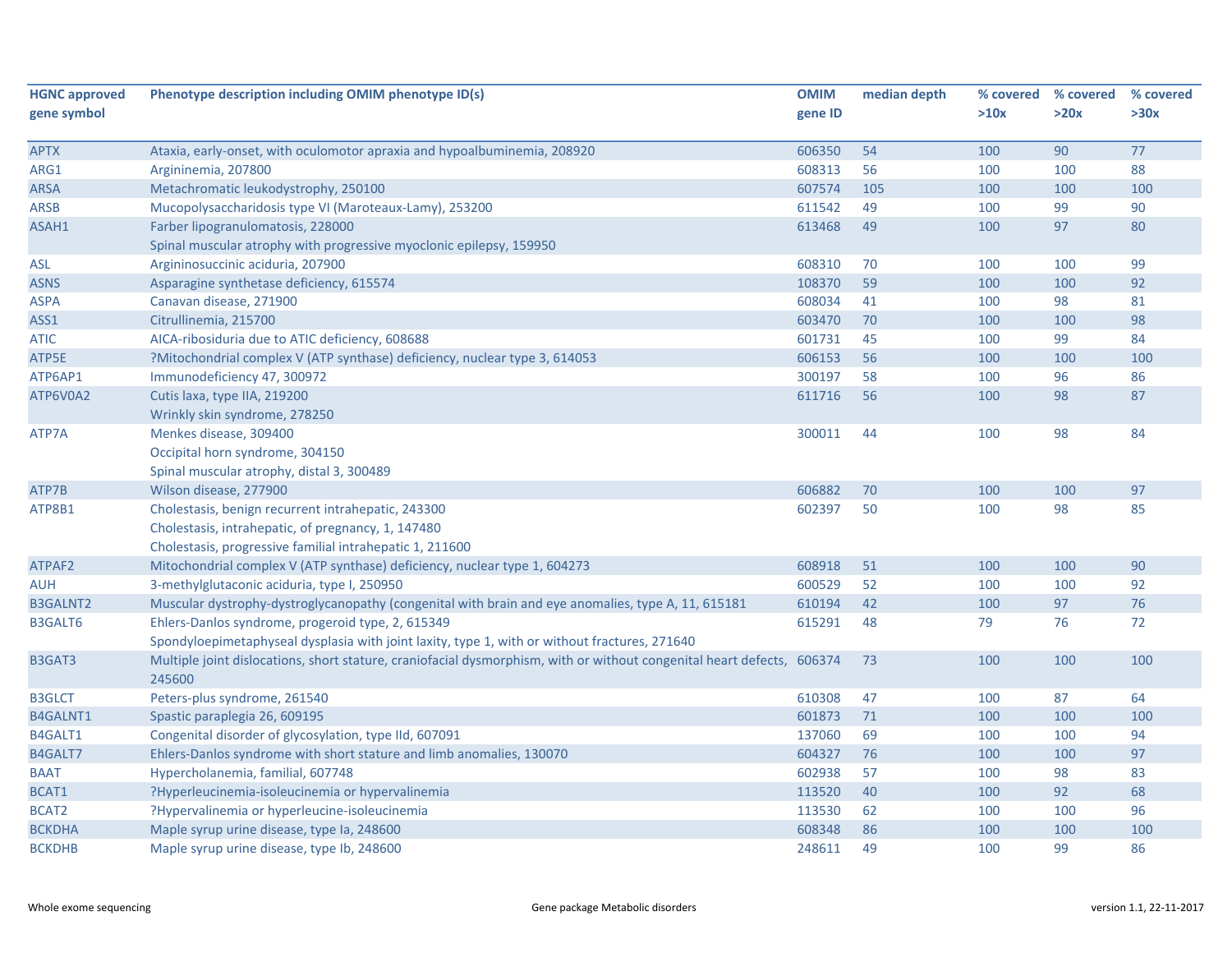| HGNC approved gene symbol | Phenotype description including OMIM phenotype ID(s) | OMIM gene ID | median depth | % covered >10x | % covered >20x | % covered >30x |
|---|---|---|---|---|---|---|
| APTX | Ataxia, early-onset, with oculomotor apraxia and hypoalbuminemia, 208920 | 606350 | 54 | 100 | 90 | 77 |
| ARG1 | Argininemia, 207800 | 608313 | 56 | 100 | 100 | 88 |
| ARSA | Metachromatic leukodystrophy, 250100 | 607574 | 105 | 100 | 100 | 100 |
| ARSB | Mucopolysaccharidosis type VI (Maroteaux-Lamy), 253200 | 611542 | 49 | 100 | 99 | 90 |
| ASAH1 | Farber lipogranulomatosis, 228000<br>Spinal muscular atrophy with progressive myoclonic epilepsy, 159950 | 613468 | 49 | 100 | 97 | 80 |
| ASL | Argininosuccinic aciduria, 207900 | 608310 | 70 | 100 | 100 | 99 |
| ASNS | Asparagine synthetase deficiency, 615574 | 108370 | 59 | 100 | 100 | 92 |
| ASPA | Canavan disease, 271900 | 608034 | 41 | 100 | 98 | 81 |
| ASS1 | Citrullinemia, 215700 | 603470 | 70 | 100 | 100 | 98 |
| ATIC | AICA-ribosiduria due to ATIC deficiency, 608688 | 601731 | 45 | 100 | 99 | 84 |
| ATP5E | ?Mitochondrial complex V (ATP synthase) deficiency, nuclear type 3, 614053 | 606153 | 56 | 100 | 100 | 100 |
| ATP6AP1 | Immunodeficiency 47, 300972 | 300197 | 58 | 100 | 96 | 86 |
| ATP6V0A2 | Cutis laxa, type IIA, 219200<br>Wrinkly skin syndrome, 278250 | 611716 | 56 | 100 | 98 | 87 |
| ATP7A | Menkes disease, 309400<br>Occipital horn syndrome, 304150<br>Spinal muscular atrophy, distal 3, 300489 | 300011 | 44 | 100 | 98 | 84 |
| ATP7B | Wilson disease, 277900 | 606882 | 70 | 100 | 100 | 97 |
| ATP8B1 | Cholestasis, benign recurrent intrahepatic, 243300<br>Cholestasis, intrahepatic, of pregnancy, 1, 147480<br>Cholestasis, progressive familial intrahepatic 1, 211600 | 602397 | 50 | 100 | 98 | 85 |
| ATPAF2 | Mitochondrial complex V (ATP synthase) deficiency, nuclear type 1, 604273 | 608918 | 51 | 100 | 100 | 90 |
| AUH | 3-methylglutaconic aciduria, type I, 250950 | 600529 | 52 | 100 | 100 | 92 |
| B3GALNT2 | Muscular dystrophy-dystroglycanopathy (congenital with brain and eye anomalies, type A, 11, 615181 | 610194 | 42 | 100 | 97 | 76 |
| B3GALT6 | Ehlers-Danlos syndrome, progeroid type, 2, 615349<br>Spondyloepimetaphyseal dysplasia with joint laxity, type 1, with or without fractures, 271640 | 615291 | 48 | 79 | 76 | 72 |
| B3GAT3 | Multiple joint dislocations, short stature, craniofacial dysmorphism, with or without congenital heart defects, 245600 | 606374 | 73 | 100 | 100 | 100 |
| B3GLCT | Peters-plus syndrome, 261540 | 610308 | 47 | 100 | 87 | 64 |
| B4GALNT1 | Spastic paraplegia 26, 609195 | 601873 | 71 | 100 | 100 | 100 |
| B4GALT1 | Congenital disorder of glycosylation, type IId, 607091 | 137060 | 69 | 100 | 100 | 94 |
| B4GALT7 | Ehlers-Danlos syndrome with short stature and limb anomalies, 130070 | 604327 | 76 | 100 | 100 | 97 |
| BAAT | Hypercholanemia, familial, 607748 | 602938 | 57 | 100 | 98 | 83 |
| BCAT1 | ?Hyperleucinemia-isoleucinemia or hypervalinemia | 113520 | 40 | 100 | 92 | 68 |
| BCAT2 | ?Hypervalinemia or hyperleucine-isoleucinemia | 113530 | 62 | 100 | 100 | 96 |
| BCKDHA | Maple syrup urine disease, type Ia, 248600 | 608348 | 86 | 100 | 100 | 100 |
| BCKDHB | Maple syrup urine disease, type Ib, 248600 | 248611 | 49 | 100 | 99 | 86 |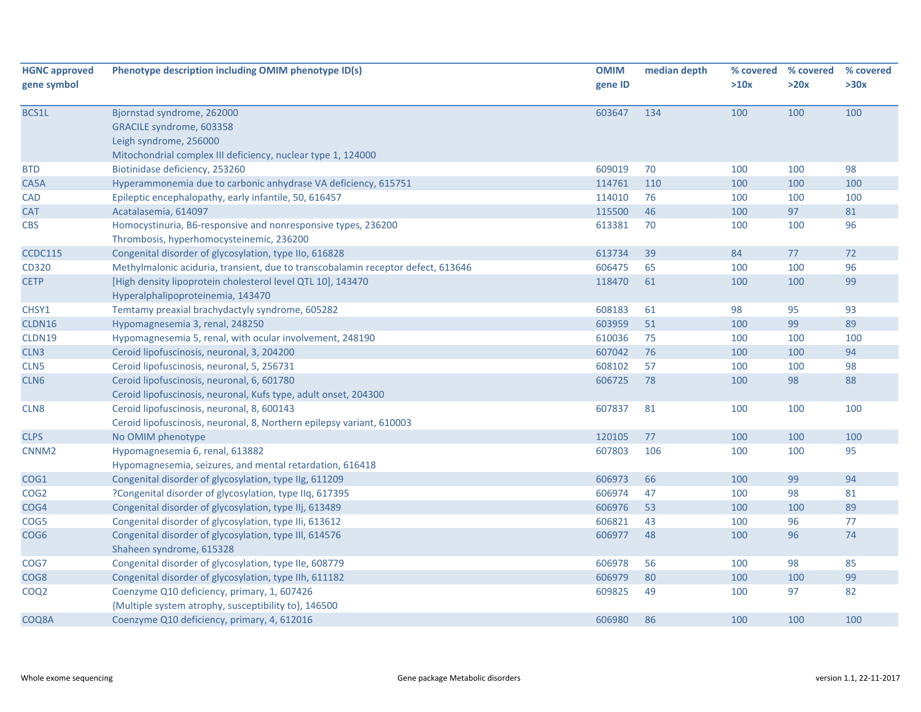| HGNC approved gene symbol | Phenotype description including OMIM phenotype ID(s) | OMIM gene ID | median depth | % covered >10x | % covered >20x | % covered >30x |
|---|---|---|---|---|---|---|
| BCS1L | Bjornstad syndrome, 262000<br>GRACILE syndrome, 603358<br>Leigh syndrome, 256000<br>Mitochondrial complex III deficiency, nuclear type 1, 124000 | 603647 | 134 | 100 | 100 | 100 |
| BTD | Biotinidase deficiency, 253260 | 609019 | 70 | 100 | 100 | 98 |
| CA5A | Hyperammonemia due to carbonic anhydrase VA deficiency, 615751 | 114761 | 110 | 100 | 100 | 100 |
| CAD | Epileptic encephalopathy, early infantile, 50, 616457 | 114010 | 76 | 100 | 100 | 100 |
| CAT | Acatalasemia, 614097 | 115500 | 46 | 100 | 97 | 81 |
| CBS | Homocystinuria, B6-responsive and nonresponsive types, 236200<br>Thrombosis, hyperhomocysteinemic, 236200 | 613381 | 70 | 100 | 100 | 96 |
| CCDC115 | Congenital disorder of glycosylation, type IIo, 616828 | 613734 | 39 | 84 | 77 | 72 |
| CD320 | Methylmalonic aciduria, transient, due to transcobalamin receptor defect, 613646 | 606475 | 65 | 100 | 100 | 96 |
| CETP | [High density lipoprotein cholesterol level QTL 10], 143470<br>Hyperalphalipoproteinemia, 143470 | 118470 | 61 | 100 | 100 | 99 |
| CHSY1 | Temtamy preaxial brachydactyly syndrome, 605282 | 608183 | 61 | 98 | 95 | 93 |
| CLDN16 | Hypomagnesemia 3, renal, 248250 | 603959 | 51 | 100 | 99 | 89 |
| CLDN19 | Hypomagnesemia 5, renal, with ocular involvement, 248190 | 610036 | 75 | 100 | 100 | 100 |
| CLN3 | Ceroid lipofuscinosis, neuronal, 3, 204200 | 607042 | 76 | 100 | 100 | 94 |
| CLN5 | Ceroid lipofuscinosis, neuronal, 5, 256731 | 608102 | 57 | 100 | 100 | 98 |
| CLN6 | Ceroid lipofuscinosis, neuronal, 6, 601780<br>Ceroid lipofuscinosis, neuronal, Kufs type, adult onset, 204300 | 606725 | 78 | 100 | 98 | 88 |
| CLN8 | Ceroid lipofuscinosis, neuronal, 8, 600143<br>Ceroid lipofuscinosis, neuronal, 8, Northern epilepsy variant, 610003 | 607837 | 81 | 100 | 100 | 100 |
| CLPS | No OMIM phenotype | 120105 | 77 | 100 | 100 | 100 |
| CNNM2 | Hypomagnesemia 6, renal, 613882<br>Hypomagnesemia, seizures, and mental retardation, 616418 | 607803 | 106 | 100 | 100 | 95 |
| COG1 | Congenital disorder of glycosylation, type IIg, 611209 | 606973 | 66 | 100 | 99 | 94 |
| COG2 | ?Congenital disorder of glycosylation, type IIq, 617395 | 606974 | 47 | 100 | 98 | 81 |
| COG4 | Congenital disorder of glycosylation, type IIj, 613489 | 606976 | 53 | 100 | 100 | 89 |
| COG5 | Congenital disorder of glycosylation, type IIi, 613612 | 606821 | 43 | 100 | 96 | 77 |
| COG6 | Congenital disorder of glycosylation, type III, 614576<br>Shaheen syndrome, 615328 | 606977 | 48 | 100 | 96 | 74 |
| COG7 | Congenital disorder of glycosylation, type IIe, 608779 | 606978 | 56 | 100 | 98 | 85 |
| COG8 | Congenital disorder of glycosylation, type IIh, 611182 | 606979 | 80 | 100 | 100 | 99 |
| COQ2 | Coenzyme Q10 deficiency, primary, 1, 607426<br>{Multiple system atrophy, susceptibility to}, 146500 | 609825 | 49 | 100 | 97 | 82 |
| COQ8A | Coenzyme Q10 deficiency, primary, 4, 612016 | 606980 | 86 | 100 | 100 | 100 |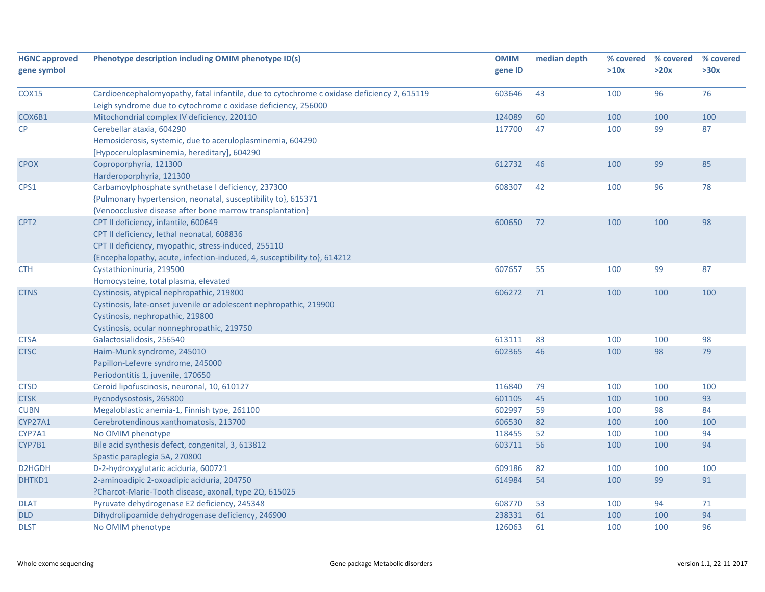| HGNC approved gene symbol | Phenotype description including OMIM phenotype ID(s) | OMIM gene ID | median depth | % covered >10x | % covered >20x | % covered >30x |
|---|---|---|---|---|---|---|
| COX15 | Cardioencephalomyopathy, fatal infantile, due to cytochrome c oxidase deficiency 2, 615119<br>Leigh syndrome due to cytochrome c oxidase deficiency, 256000 | 603646 | 43 | 100 | 96 | 76 |
| COX6B1 | Mitochondrial complex IV deficiency, 220110 | 124089 | 60 | 100 | 100 | 100 |
| CP | Cerebellar ataxia, 604290<br>Hemosiderosis, systemic, due to aceruloplasminemia, 604290<br>[Hypoceruloplasminemia, hereditary], 604290 | 117700 | 47 | 100 | 99 | 87 |
| CPOX | Coproporphyria, 121300<br>Harderoporphyria, 121300 | 612732 | 46 | 100 | 99 | 85 |
| CPS1 | Carbamoylphosphate synthetase I deficiency, 237300<br>{Pulmonary hypertension, neonatal, susceptibility to}, 615371<br>{Venoocclusive disease after bone marrow transplantation} | 608307 | 42 | 100 | 96 | 78 |
| CPT2 | CPT II deficiency, infantile, 600649<br>CPT II deficiency, lethal neonatal, 608836<br>CPT II deficiency, myopathic, stress-induced, 255110<br>{Encephalopathy, acute, infection-induced, 4, susceptibility to}, 614212 | 600650 | 72 | 100 | 100 | 98 |
| CTH | Cystathioninuria, 219500<br>Homocysteine, total plasma, elevated | 607657 | 55 | 100 | 99 | 87 |
| CTNS | Cystinosis, atypical nephropathic, 219800<br>Cystinosis, late-onset juvenile or adolescent nephropathic, 219900<br>Cystinosis, nephropathic, 219800<br>Cystinosis, ocular nonnephropathic, 219750 | 606272 | 71 | 100 | 100 | 100 |
| CTSA | Galactosialidosis, 256540 | 613111 | 83 | 100 | 100 | 98 |
| CTSC | Haim-Munk syndrome, 245010<br>Papillon-Lefevre syndrome, 245000<br>Periodontitis 1, juvenile, 170650 | 602365 | 46 | 100 | 98 | 79 |
| CTSD | Ceroid lipofuscinosis, neuronal, 10, 610127 | 116840 | 79 | 100 | 100 | 100 |
| CTSK | Pycnodysostosis, 265800 | 601105 | 45 | 100 | 100 | 93 |
| CUBN | Megaloblastic anemia-1, Finnish type, 261100 | 602997 | 59 | 100 | 98 | 84 |
| CYP27A1 | Cerebrotendinous xanthomatosis, 213700 | 606530 | 82 | 100 | 100 | 100 |
| CYP7A1 | No OMIM phenotype | 118455 | 52 | 100 | 100 | 94 |
| CYP7B1 | Bile acid synthesis defect, congenital, 3, 613812<br>Spastic paraplegia 5A, 270800 | 603711 | 56 | 100 | 100 | 94 |
| D2HGDH | D-2-hydroxyglutaric aciduria, 600721 | 609186 | 82 | 100 | 100 | 100 |
| DHTKD1 | 2-aminoadipic 2-oxoadipic aciduria, 204750<br>?Charcot-Marie-Tooth disease, axonal, type 2Q, 615025 | 614984 | 54 | 100 | 99 | 91 |
| DLAT | Pyruvate dehydrogenase E2 deficiency, 245348 | 608770 | 53 | 100 | 94 | 71 |
| DLD | Dihydrolipoamide dehydrogenase deficiency, 246900 | 238331 | 61 | 100 | 100 | 94 |
| DLST | No OMIM phenotype | 126063 | 61 | 100 | 100 | 96 |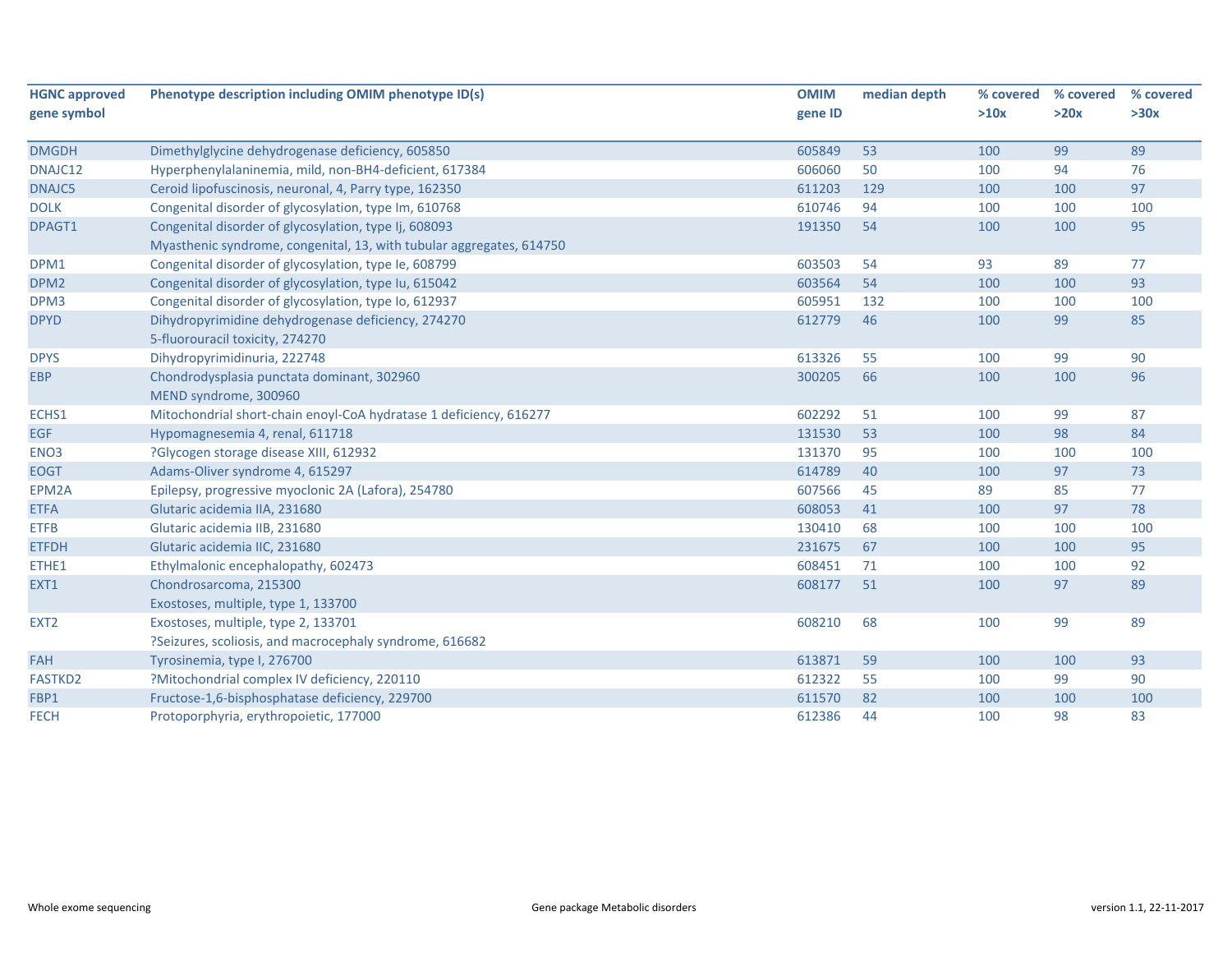| HGNC approved gene symbol | Phenotype description including OMIM phenotype ID(s) | OMIM gene ID | median depth | % covered >10x | % covered >20x | % covered >30x |
|---|---|---|---|---|---|---|
| DMGDH | Dimethylglycine dehydrogenase deficiency, 605850 | 605849 | 53 | 100 | 99 | 89 |
| DNAJC12 | Hyperphenylalaninemia, mild, non-BH4-deficient, 617384 | 606060 | 50 | 100 | 94 | 76 |
| DNAJC5 | Ceroid lipofuscinosis, neuronal, 4, Parry type, 162350 | 611203 | 129 | 100 | 100 | 97 |
| DOLK | Congenital disorder of glycosylation, type Im, 610768 | 610746 | 94 | 100 | 100 | 100 |
| DPAGT1 | Congenital disorder of glycosylation, type Ij, 608093<br>Myasthenic syndrome, congenital, 13, with tubular aggregates, 614750 | 191350 | 54 | 100 | 100 | 95 |
| DPM1 | Congenital disorder of glycosylation, type Ie, 608799 | 603503 | 54 | 93 | 89 | 77 |
| DPM2 | Congenital disorder of glycosylation, type Iu, 615042 | 603564 | 54 | 100 | 100 | 93 |
| DPM3 | Congenital disorder of glycosylation, type Io, 612937 | 605951 | 132 | 100 | 100 | 100 |
| DPYD | Dihydropyrimidine dehydrogenase deficiency, 274270<br>5-fluorouracil toxicity, 274270 | 612779 | 46 | 100 | 99 | 85 |
| DPYS | Dihydropyrimidinuria, 222748 | 613326 | 55 | 100 | 99 | 90 |
| EBP | Chondrodysplasia punctata dominant, 302960<br>MEND syndrome, 300960 | 300205 | 66 | 100 | 100 | 96 |
| ECHS1 | Mitochondrial short-chain enoyl-CoA hydratase 1 deficiency, 616277 | 602292 | 51 | 100 | 99 | 87 |
| EGF | Hypomagnesemia 4, renal, 611718 | 131530 | 53 | 100 | 98 | 84 |
| ENO3 | ?Glycogen storage disease XIII, 612932 | 131370 | 95 | 100 | 100 | 100 |
| EOGT | Adams-Oliver syndrome 4, 615297 | 614789 | 40 | 100 | 97 | 73 |
| EPM2A | Epilepsy, progressive myoclonic 2A (Lafora), 254780 | 607566 | 45 | 89 | 85 | 77 |
| ETFA | Glutaric acidemia IIA, 231680 | 608053 | 41 | 100 | 97 | 78 |
| ETFB | Glutaric acidemia IIB, 231680 | 130410 | 68 | 100 | 100 | 100 |
| ETFDH | Glutaric acidemia IIC, 231680 | 231675 | 67 | 100 | 100 | 95 |
| ETHE1 | Ethylmalonic encephalopathy, 602473 | 608451 | 71 | 100 | 100 | 92 |
| EXT1 | Chondrosarcoma, 215300<br>Exostoses, multiple, type 1, 133700 | 608177 | 51 | 100 | 97 | 89 |
| EXT2 | Exostoses, multiple, type 2, 133701<br>?Seizures, scoliosis, and macrocephaly syndrome, 616682 | 608210 | 68 | 100 | 99 | 89 |
| FAH | Tyrosinemia, type I, 276700 | 613871 | 59 | 100 | 100 | 93 |
| FASTKD2 | ?Mitochondrial complex IV deficiency, 220110 | 612322 | 55 | 100 | 99 | 90 |
| FBP1 | Fructose-1,6-bisphosphatase deficiency, 229700 | 611570 | 82 | 100 | 100 | 100 |
| FECH | Protoporphyria, erythropoietic, 177000 | 612386 | 44 | 100 | 98 | 83 |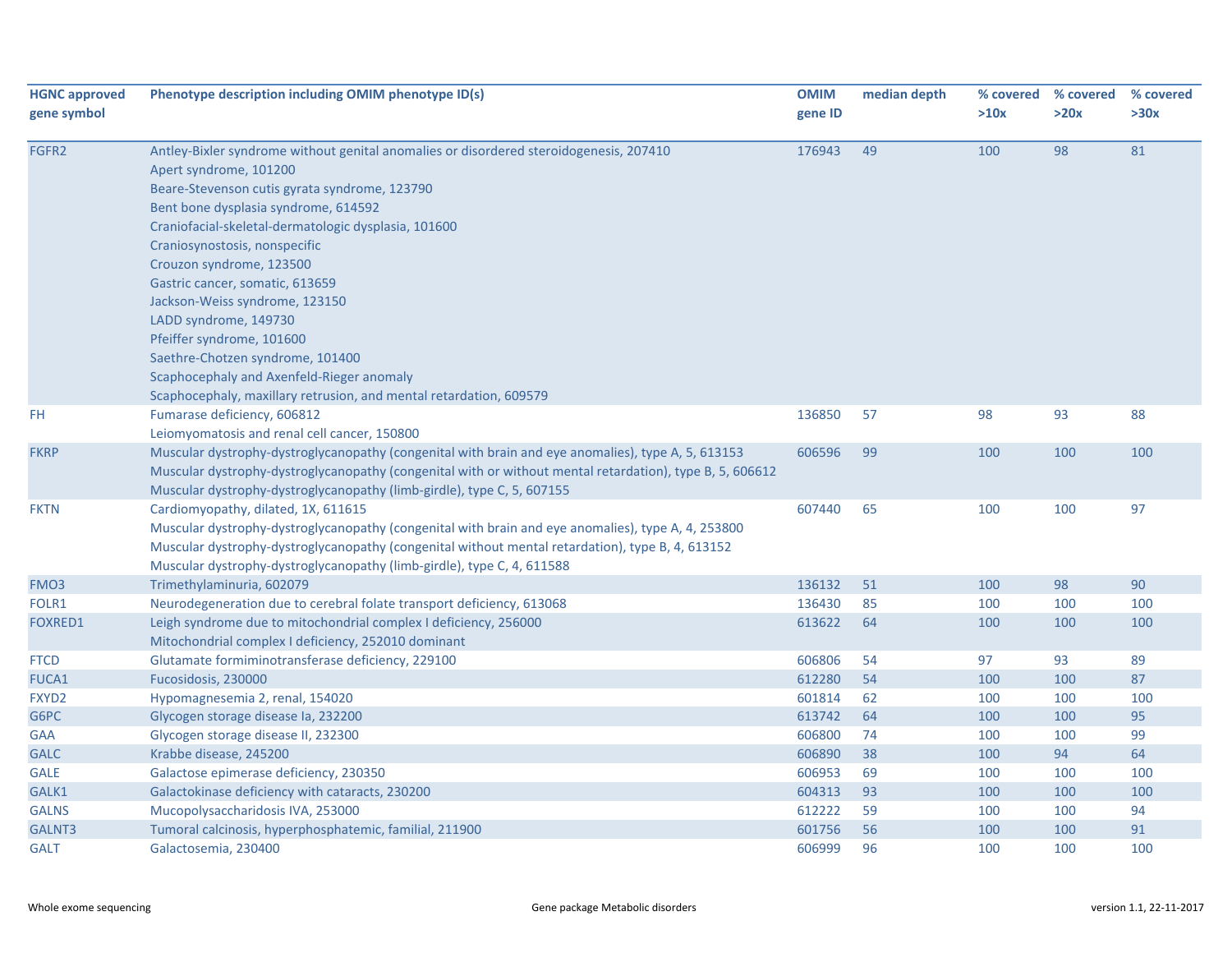| HGNC approved gene symbol | Phenotype description including OMIM phenotype ID(s) | OMIM gene ID | median depth | % covered >10x | % covered >20x | % covered >30x |
|---|---|---|---|---|---|---|
| FGFR2 | Antley-Bixler syndrome without genital anomalies or disordered steroidogenesis, 207410<br>Apert syndrome, 101200<br>Beare-Stevenson cutis gyrata syndrome, 123790<br>Bent bone dysplasia syndrome, 614592<br>Craniofacial-skeletal-dermatologic dysplasia, 101600<br>Craniosynostosis, nonspecific<br>Crouzon syndrome, 123500<br>Gastric cancer, somatic, 613659<br>Jackson-Weiss syndrome, 123150<br>LADD syndrome, 149730<br>Pfeiffer syndrome, 101600<br>Saethre-Chotzen syndrome, 101400<br>Scaphocephaly and Axenfeld-Rieger anomaly<br>Scaphocephaly, maxillary retrusion, and mental retardation, 609579 | 176943 | 49 | 100 | 98 | 81 |
| FH | Fumarase deficiency, 606812<br>Leiomyomatosis and renal cell cancer, 150800 | 136850 | 57 | 98 | 93 | 88 |
| FKRP | Muscular dystrophy-dystroglycanopathy (congenital with brain and eye anomalies), type A, 5, 613153<br>Muscular dystrophy-dystroglycanopathy (congenital with or without mental retardation), type B, 5, 606612<br>Muscular dystrophy-dystroglycanopathy (limb-girdle), type C, 5, 607155 | 606596 | 99 | 100 | 100 | 100 |
| FKTN | Cardiomyopathy, dilated, 1X, 611615<br>Muscular dystrophy-dystroglycanopathy (congenital with brain and eye anomalies), type A, 4, 253800<br>Muscular dystrophy-dystroglycanopathy (congenital without mental retardation), type B, 4, 613152<br>Muscular dystrophy-dystroglycanopathy (limb-girdle), type C, 4, 611588 | 607440 | 65 | 100 | 100 | 97 |
| FMO3 | Trimethylaminuria, 602079 | 136132 | 51 | 100 | 98 | 90 |
| FOLR1 | Neurodegeneration due to cerebral folate transport deficiency, 613068 | 136430 | 85 | 100 | 100 | 100 |
| FOXRED1 | Leigh syndrome due to mitochondrial complex I deficiency, 256000<br>Mitochondrial complex I deficiency, 252010 dominant | 613622 | 64 | 100 | 100 | 100 |
| FTCD | Glutamate formiminotransferase deficiency, 229100 | 606806 | 54 | 97 | 93 | 89 |
| FUCA1 | Fucosidosis, 230000 | 612280 | 54 | 100 | 100 | 87 |
| FXYD2 | Hypomagnesemia 2, renal, 154020 | 601814 | 62 | 100 | 100 | 100 |
| G6PC | Glycogen storage disease Ia, 232200 | 613742 | 64 | 100 | 100 | 95 |
| GAA | Glycogen storage disease II, 232300 | 606800 | 74 | 100 | 100 | 99 |
| GALC | Krabbe disease, 245200 | 606890 | 38 | 100 | 94 | 64 |
| GALE | Galactose epimerase deficiency, 230350 | 606953 | 69 | 100 | 100 | 100 |
| GALK1 | Galactokinase deficiency with cataracts, 230200 | 604313 | 93 | 100 | 100 | 100 |
| GALNS | Mucopolysaccharidosis IVA, 253000 | 612222 | 59 | 100 | 100 | 94 |
| GALNT3 | Tumoral calcinosis, hyperphosphatemic, familial, 211900 | 601756 | 56 | 100 | 100 | 91 |
| GALT | Galactosemia, 230400 | 606999 | 96 | 100 | 100 | 100 |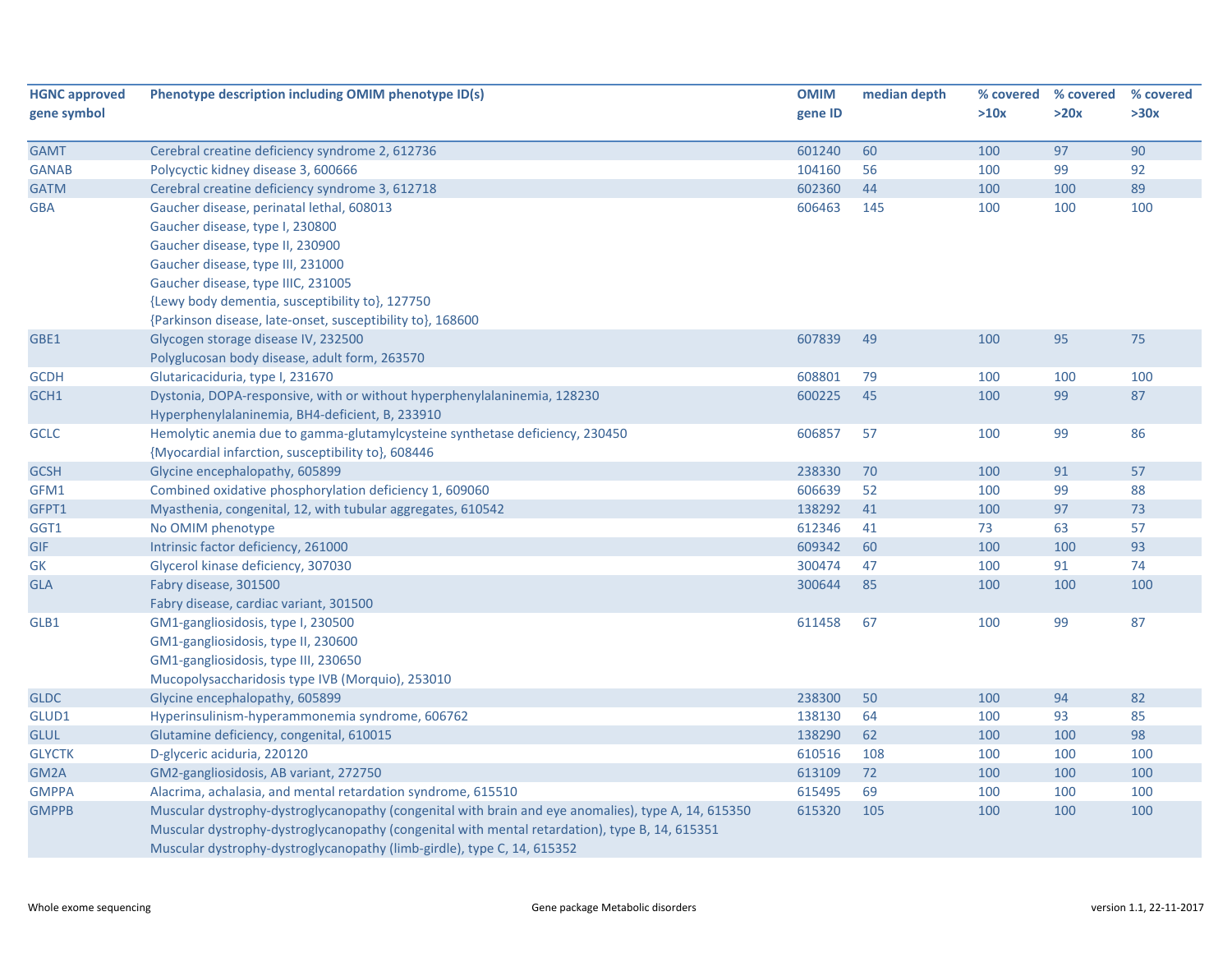| HGNC approved gene symbol | Phenotype description including OMIM phenotype ID(s) | OMIM gene ID | median depth | % covered >10x | % covered >20x | % covered >30x |
|---|---|---|---|---|---|---|
| GAMT | Cerebral creatine deficiency syndrome 2, 612736 | 601240 | 60 | 100 | 97 | 90 |
| GANAB | Polycyctic kidney disease 3, 600666 | 104160 | 56 | 100 | 99 | 92 |
| GATM | Cerebral creatine deficiency syndrome 3, 612718 | 602360 | 44 | 100 | 100 | 89 |
| GBA | Gaucher disease, perinatal lethal, 608013<br>Gaucher disease, type I, 230800<br>Gaucher disease, type II, 230900<br>Gaucher disease, type III, 231000<br>Gaucher disease, type IIIC, 231005<br>{Lewy body dementia, susceptibility to}, 127750<br>{Parkinson disease, late-onset, susceptibility to}, 168600 | 606463 | 145 | 100 | 100 | 100 |
| GBE1 | Glycogen storage disease IV, 232500<br>Polyglucosan body disease, adult form, 263570 | 607839 | 49 | 100 | 95 | 75 |
| GCDH | Glutaricaciduria, type I, 231670 | 608801 | 79 | 100 | 100 | 100 |
| GCH1 | Dystonia, DOPA-responsive, with or without hyperphenylalaninemia, 128230<br>Hyperphenylalaninemia, BH4-deficient, B, 233910 | 600225 | 45 | 100 | 99 | 87 |
| GCLC | Hemolytic anemia due to gamma-glutamylcysteine synthetase deficiency, 230450<br>{Myocardial infarction, susceptibility to}, 608446 | 606857 | 57 | 100 | 99 | 86 |
| GCSH | Glycine encephalopathy, 605899 | 238330 | 70 | 100 | 91 | 57 |
| GFM1 | Combined oxidative phosphorylation deficiency 1, 609060 | 606639 | 52 | 100 | 99 | 88 |
| GFPT1 | Myasthenia, congenital, 12, with tubular aggregates, 610542 | 138292 | 41 | 100 | 97 | 73 |
| GGT1 | No OMIM phenotype | 612346 | 41 | 73 | 63 | 57 |
| GIF | Intrinsic factor deficiency, 261000 | 609342 | 60 | 100 | 100 | 93 |
| GK | Glycerol kinase deficiency, 307030 | 300474 | 47 | 100 | 91 | 74 |
| GLA | Fabry disease, 301500<br>Fabry disease, cardiac variant, 301500 | 300644 | 85 | 100 | 100 | 100 |
| GLB1 | GM1-gangliosidosis, type I, 230500<br>GM1-gangliosidosis, type II, 230600<br>GM1-gangliosidosis, type III, 230650<br>Mucopolysaccharidosis type IVB (Morquio), 253010 | 611458 | 67 | 100 | 99 | 87 |
| GLDC | Glycine encephalopathy, 605899 | 238300 | 50 | 100 | 94 | 82 |
| GLUD1 | Hyperinsulinism-hyperammonemia syndrome, 606762 | 138130 | 64 | 100 | 93 | 85 |
| GLUL | Glutamine deficiency, congenital, 610015 | 138290 | 62 | 100 | 100 | 98 |
| GLYCTK | D-glyceric aciduria, 220120 | 610516 | 108 | 100 | 100 | 100 |
| GM2A | GM2-gangliosidosis, AB variant, 272750 | 613109 | 72 | 100 | 100 | 100 |
| GMPPA | Alacrima, achalasia, and mental retardation syndrome, 615510 | 615495 | 69 | 100 | 100 | 100 |
| GMPPB | Muscular dystrophy-dystroglycanopathy (congenital with brain and eye anomalies), type A, 14, 615350<br>Muscular dystrophy-dystroglycanopathy (congenital with mental retardation), type B, 14, 615351<br>Muscular dystrophy-dystroglycanopathy (limb-girdle), type C, 14, 615352 | 615320 | 105 | 100 | 100 | 100 |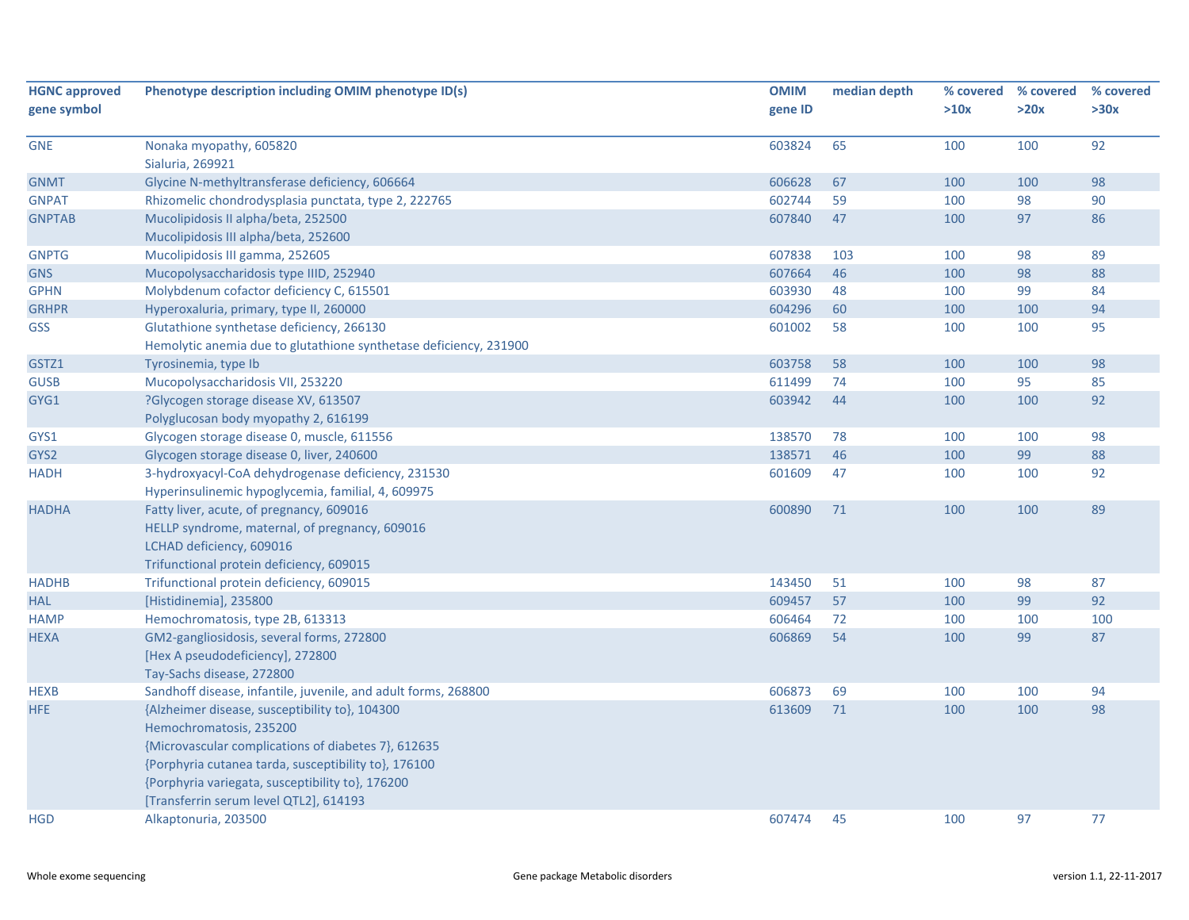| HGNC approved gene symbol | Phenotype description including OMIM phenotype ID(s) | OMIM gene ID | median depth | % covered >10x | % covered >20x | % covered >30x |
|---|---|---|---|---|---|---|
| GNE | Nonaka myopathy, 605820<br>Sialuria, 269921 | 603824 | 65 | 100 | 100 | 92 |
| GNMT | Glycine N-methyltransferase deficiency, 606664 | 606628 | 67 | 100 | 100 | 98 |
| GNPAT | Rhizomelic chondrodysplasia punctata, type 2, 222765 | 602744 | 59 | 100 | 98 | 90 |
| GNPTAB | Mucolipidosis II alpha/beta, 252500<br>Mucolipidosis III alpha/beta, 252600 | 607840 | 47 | 100 | 97 | 86 |
| GNPTG | Mucolipidosis III gamma, 252605 | 607838 | 103 | 100 | 98 | 89 |
| GNS | Mucopolysaccharidosis type IIID, 252940 | 607664 | 46 | 100 | 98 | 88 |
| GPHN | Molybdenum cofactor deficiency C, 615501 | 603930 | 48 | 100 | 99 | 84 |
| GRHPR | Hyperoxaluria, primary, type II, 260000 | 604296 | 60 | 100 | 100 | 94 |
| GSS | Glutathione synthetase deficiency, 266130<br>Hemolytic anemia due to glutathione synthetase deficiency, 231900 | 601002 | 58 | 100 | 100 | 95 |
| GSTZ1 | Tyrosinemia, type Ib | 603758 | 58 | 100 | 100 | 98 |
| GUSB | Mucopolysaccharidosis VII, 253220 | 611499 | 74 | 100 | 95 | 85 |
| GYG1 | ?Glycogen storage disease XV, 613507<br>Polyglucosan body myopathy 2, 616199 | 603942 | 44 | 100 | 100 | 92 |
| GYS1 | Glycogen storage disease 0, muscle, 611556 | 138570 | 78 | 100 | 100 | 98 |
| GYS2 | Glycogen storage disease 0, liver, 240600 | 138571 | 46 | 100 | 99 | 88 |
| HADH | 3-hydroxyacyl-CoA dehydrogenase deficiency, 231530<br>Hyperinsulinemic hypoglycemia, familial, 4, 609975 | 601609 | 47 | 100 | 100 | 92 |
| HADHA | Fatty liver, acute, of pregnancy, 609016<br>HELLP syndrome, maternal, of pregnancy, 609016<br>LCHAD deficiency, 609016<br>Trifunctional protein deficiency, 609015 | 600890 | 71 | 100 | 100 | 89 |
| HADHB | Trifunctional protein deficiency, 609015 | 143450 | 51 | 100 | 98 | 87 |
| HAL | [Histidinemia], 235800 | 609457 | 57 | 100 | 99 | 92 |
| HAMP | Hemochromatosis, type 2B, 613313 | 606464 | 72 | 100 | 100 | 100 |
| HEXA | GM2-gangliosidosis, several forms, 272800<br>[Hex A pseudodeficiency], 272800<br>Tay-Sachs disease, 272800 | 606869 | 54 | 100 | 99 | 87 |
| HEXB | Sandhoff disease, infantile, juvenile, and adult forms, 268800 | 606873 | 69 | 100 | 100 | 94 |
| HFE | {Alzheimer disease, susceptibility to}, 104300<br>Hemochromatosis, 235200<br>{Microvascular complications of diabetes 7}, 612635<br>{Porphyria cutanea tarda, susceptibility to}, 176100<br>{Porphyria variegata, susceptibility to}, 176200<br>[Transferrin serum level QTL2], 614193 | 613609 | 71 | 100 | 100 | 98 |
| HGD | Alkaptonuria, 203500 | 607474 | 45 | 100 | 97 | 77 |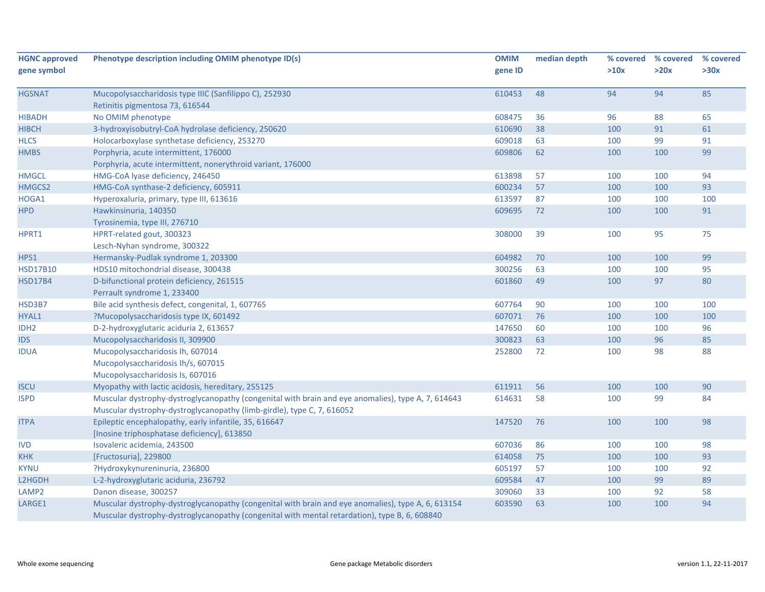| HGNC approved gene symbol | Phenotype description including OMIM phenotype ID(s) | OMIM gene ID | median depth | % covered >10x | % covered >20x | % covered >30x |
|---|---|---|---|---|---|---|
| HGSNAT | Mucopolysaccharidosis type IIIC (Sanfilippo C), 252930<br>Retinitis pigmentosa 73, 616544 | 610453 | 48 | 94 | 94 | 85 |
| HIBADH | No OMIM phenotype | 608475 | 36 | 96 | 88 | 65 |
| HIBCH | 3-hydroxyisobutryl-CoA hydrolase deficiency, 250620 | 610690 | 38 | 100 | 91 | 61 |
| HLCS | Holocarboxylase synthetase deficiency, 253270 | 609018 | 63 | 100 | 99 | 91 |
| HMBS | Porphyria, acute intermittent, 176000<br>Porphyria, acute intermittent, nonerythroid variant, 176000 | 609806 | 62 | 100 | 100 | 99 |
| HMGCL | HMG-CoA lyase deficiency, 246450 | 613898 | 57 | 100 | 100 | 94 |
| HMGCS2 | HMG-CoA synthase-2 deficiency, 605911 | 600234 | 57 | 100 | 100 | 93 |
| HOGA1 | Hyperoxaluria, primary, type III, 613616 | 613597 | 87 | 100 | 100 | 100 |
| HPD | Hawkinsinuria, 140350<br>Tyrosinemia, type III, 276710 | 609695 | 72 | 100 | 100 | 91 |
| HPRT1 | HPRT-related gout, 300323<br>Lesch-Nyhan syndrome, 300322 | 308000 | 39 | 100 | 95 | 75 |
| HPS1 | Hermansky-Pudlak syndrome 1, 203300 | 604982 | 70 | 100 | 100 | 99 |
| HSD17B10 | HDS10 mitochondrial disease, 300438 | 300256 | 63 | 100 | 100 | 95 |
| HSD17B4 | D-bifunctional protein deficiency, 261515<br>Perrault syndrome 1, 233400 | 601860 | 49 | 100 | 97 | 80 |
| HSD3B7 | Bile acid synthesis defect, congenital, 1, 607765 | 607764 | 90 | 100 | 100 | 100 |
| HYAL1 | ?Mucopolysaccharidosis type IX, 601492 | 607071 | 76 | 100 | 100 | 100 |
| IDH2 | D-2-hydroxyglutaric aciduria 2, 613657 | 147650 | 60 | 100 | 100 | 96 |
| IDS | Mucopolysaccharidosis II, 309900 | 300823 | 63 | 100 | 96 | 85 |
| IDUA | Mucopolysaccharidosis Ih, 607014<br>Mucopolysaccharidosis Ih/s, 607015<br>Mucopolysaccharidosis Is, 607016 | 252800 | 72 | 100 | 98 | 88 |
| ISCU | Myopathy with lactic acidosis, hereditary, 255125 | 611911 | 56 | 100 | 100 | 90 |
| ISPD | Muscular dystrophy-dystroglycanopathy (congenital with brain and eye anomalies), type A, 7, 614643<br>Muscular dystrophy-dystroglycanopathy (limb-girdle), type C, 7, 616052 | 614631 | 58 | 100 | 99 | 84 |
| ITPA | Epileptic encephalopathy, early infantile, 35, 616647<br>[Inosine triphosphatase deficiency], 613850 | 147520 | 76 | 100 | 100 | 98 |
| IVD | Isovaleric acidemia, 243500 | 607036 | 86 | 100 | 100 | 98 |
| KHK | [Fructosuria], 229800 | 614058 | 75 | 100 | 100 | 93 |
| KYNU | ?Hydroxykynureninuria, 236800 | 605197 | 57 | 100 | 100 | 92 |
| L2HGDH | L-2-hydroxyglutaric aciduria, 236792 | 609584 | 47 | 100 | 99 | 89 |
| LAMP2 | Danon disease, 300257 | 309060 | 33 | 100 | 92 | 58 |
| LARGE1 | Muscular dystrophy-dystroglycanopathy (congenital with brain and eye anomalies), type A, 6, 613154<br>Muscular dystrophy-dystroglycanopathy (congenital with mental retardation), type B, 6, 608840 | 603590 | 63 | 100 | 100 | 94 |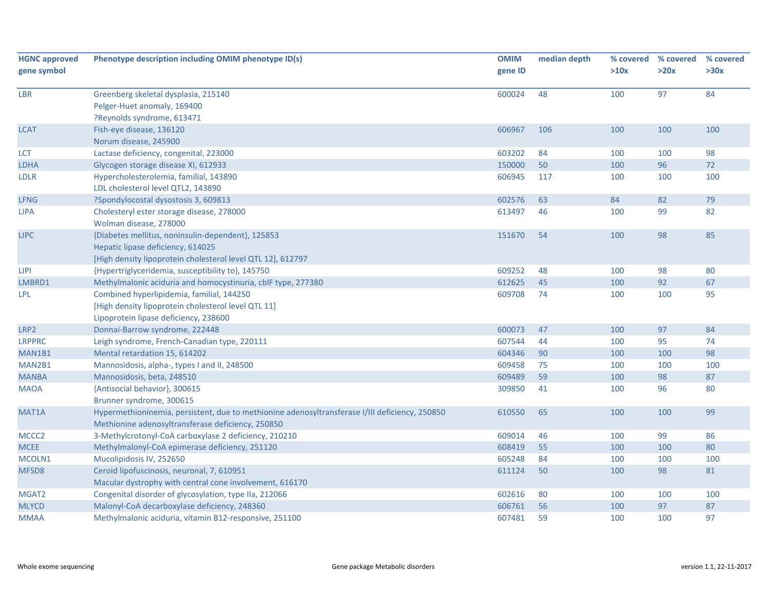| HGNC approved gene symbol | Phenotype description including OMIM phenotype ID(s) | OMIM gene ID | median depth | % covered >10x | % covered >20x | % covered >30x |
|---|---|---|---|---|---|---|
| LBR | Greenberg skeletal dysplasia, 215140<br>Pelger-Huet anomaly, 169400<br>?Reynolds syndrome, 613471 | 600024 | 48 | 100 | 97 | 84 |
| LCAT | Fish-eye disease, 136120<br>Norum disease, 245900 | 606967 | 106 | 100 | 100 | 100 |
| LCT | Lactase deficiency, congenital, 223000 | 603202 | 84 | 100 | 100 | 98 |
| LDHA | Glycogen storage disease XI, 612933 | 150000 | 50 | 100 | 96 | 72 |
| LDLR | Hypercholesterolemia, familial, 143890<br>LDL cholesterol level QTL2, 143890 | 606945 | 117 | 100 | 100 | 100 |
| LFNG | ?Spondylocostal dysostosis 3, 609813 | 602576 | 63 | 84 | 82 | 79 |
| LIPA | Cholesteryl ester storage disease, 278000<br>Wolman disease, 278000 | 613497 | 46 | 100 | 99 | 82 |
| LIPC | {Diabetes mellitus, noninsulin-dependent}, 125853<br>Hepatic lipase deficiency, 614025<br>[High density lipoprotein cholesterol level QTL 12], 612797 | 151670 | 54 | 100 | 98 | 85 |
| LIPI | {Hypertriglyceridemia, susceptibility to}, 145750 | 609252 | 48 | 100 | 98 | 80 |
| LMBRD1 | Methylmalonic aciduria and homocystinuria, cblF type, 277380 | 612625 | 45 | 100 | 92 | 67 |
| LPL | Combined hyperlipidemia, familial, 144250<br>[High density lipoprotein cholesterol level QTL 11]<br>Lipoprotein lipase deficiency, 238600 | 609708 | 74 | 100 | 100 | 95 |
| LRP2 | Donnai-Barrow syndrome, 222448 | 600073 | 47 | 100 | 97 | 84 |
| LRPPRC | Leigh syndrome, French-Canadian type, 220111 | 607544 | 44 | 100 | 95 | 74 |
| MAN1B1 | Mental retardation 15, 614202 | 604346 | 90 | 100 | 100 | 98 |
| MAN2B1 | Mannosidosis, alpha-, types I and II, 248500 | 609458 | 75 | 100 | 100 | 100 |
| MANBA | Mannosidosis, beta, 248510 | 609489 | 59 | 100 | 98 | 87 |
| MAOA | {Antisocial behavior}, 300615<br>Brunner syndrome, 300615 | 309850 | 41 | 100 | 96 | 80 |
| MAT1A | Hypermethioninemia, persistent, due to methionine adenosyltransferase I/III deficiency, 250850<br>Methionine adenosyltransferase deficiency, 250850 | 610550 | 65 | 100 | 100 | 99 |
| MCCC2 | 3-Methylcrotonyl-CoA carboxylase 2 deficiency, 210210 | 609014 | 46 | 100 | 99 | 86 |
| MCEE | Methylmalonyl-CoA epimerase deficiency, 251120 | 608419 | 55 | 100 | 100 | 80 |
| MCOLN1 | Mucolipidosis IV, 252650 | 605248 | 84 | 100 | 100 | 100 |
| MFSD8 | Ceroid lipofuscinosis, neuronal, 7, 610951<br>Macular dystrophy with central cone involvement, 616170 | 611124 | 50 | 100 | 98 | 81 |
| MGAT2 | Congenital disorder of glycosylation, type IIa, 212066 | 602616 | 80 | 100 | 100 | 100 |
| MLYCD | Malonyl-CoA decarboxylase deficiency, 248360 | 606761 | 56 | 100 | 97 | 87 |
| MMAA | Methylmalonic aciduria, vitamin B12-responsive, 251100 | 607481 | 59 | 100 | 100 | 97 |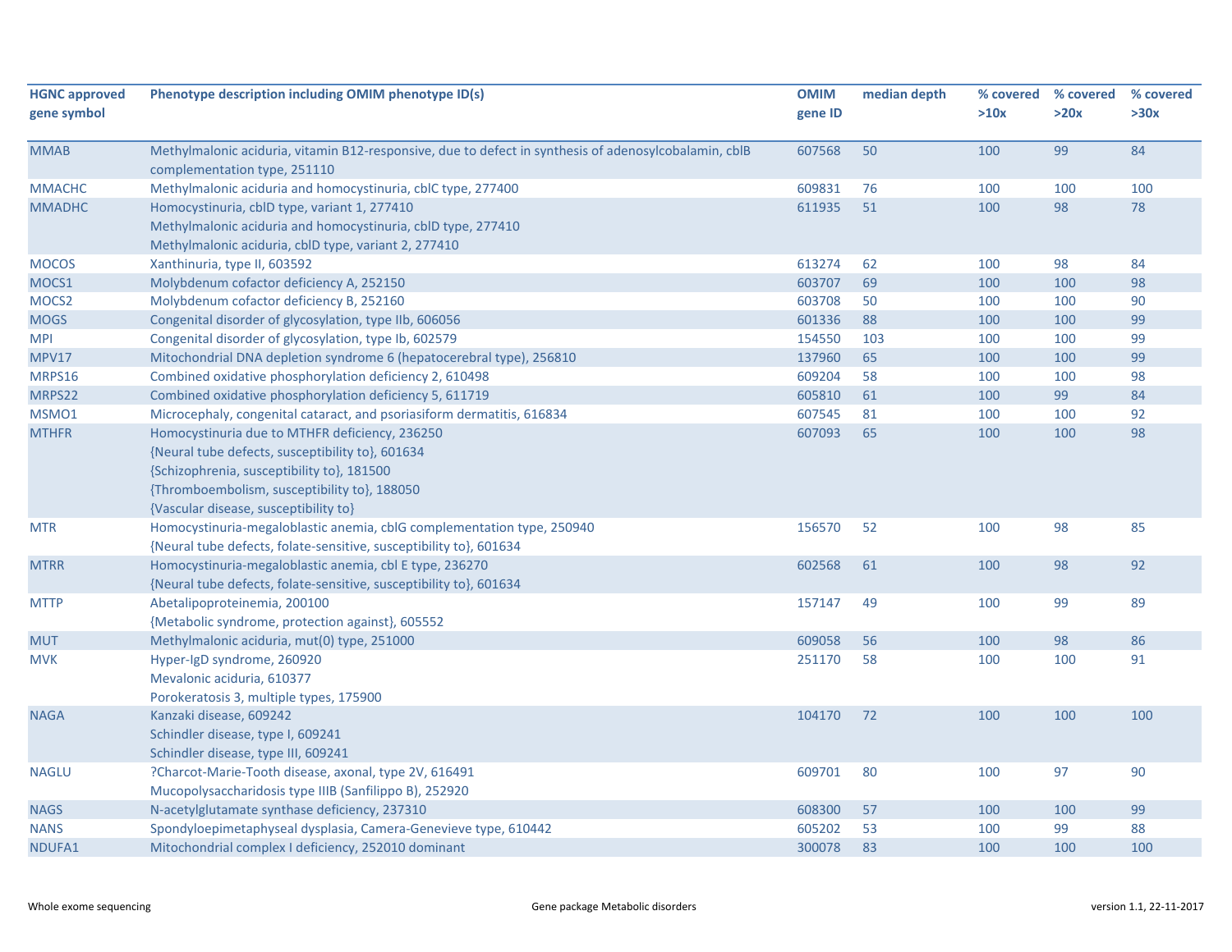| HGNC approved gene symbol | Phenotype description including OMIM phenotype ID(s) | OMIM gene ID | median depth | % covered >10x | % covered >20x | % covered >30x |
|---|---|---|---|---|---|---|
| MMAB | Methylmalonic aciduria, vitamin B12-responsive, due to defect in synthesis of adenosylcobalamin, cblB complementation type, 251110 | 607568 | 50 | 100 | 99 | 84 |
| MMACHC | Methylmalonic aciduria and homocystinuria, cblC type, 277400 | 609831 | 76 | 100 | 100 | 100 |
| MMADHC | Homocystinuria, cblD type, variant 1, 277410<br>Methylmalonic aciduria and homocystinuria, cblD type, 277410<br>Methylmalonic aciduria, cblD type, variant 2, 277410 | 611935 | 51 | 100 | 98 | 78 |
| MOCOS | Xanthinuria, type II, 603592 | 613274 | 62 | 100 | 98 | 84 |
| MOCS1 | Molybdenum cofactor deficiency A, 252150 | 603707 | 69 | 100 | 100 | 98 |
| MOCS2 | Molybdenum cofactor deficiency B, 252160 | 603708 | 50 | 100 | 100 | 90 |
| MOGS | Congenital disorder of glycosylation, type IIb, 606056 | 601336 | 88 | 100 | 100 | 99 |
| MPI | Congenital disorder of glycosylation, type Ib, 602579 | 154550 | 103 | 100 | 100 | 99 |
| MPV17 | Mitochondrial DNA depletion syndrome 6 (hepatocerebral type), 256810 | 137960 | 65 | 100 | 100 | 99 |
| MRPS16 | Combined oxidative phosphorylation deficiency 2, 610498 | 609204 | 58 | 100 | 100 | 98 |
| MRPS22 | Combined oxidative phosphorylation deficiency 5, 611719 | 605810 | 61 | 100 | 99 | 84 |
| MSMO1 | Microcephaly, congenital cataract, and psoriasiform dermatitis, 616834 | 607545 | 81 | 100 | 100 | 92 |
| MTHFR | Homocystinuria due to MTHFR deficiency, 236250<br>{Neural tube defects, susceptibility to}, 601634<br>{Schizophrenia, susceptibility to}, 181500<br>{Thromboembolism, susceptibility to}, 188050<br>{Vascular disease, susceptibility to} | 607093 | 65 | 100 | 100 | 98 |
| MTR | Homocystinuria-megaloblastic anemia, cblG complementation type, 250940<br>{Neural tube defects, folate-sensitive, susceptibility to}, 601634 | 156570 | 52 | 100 | 98 | 85 |
| MTRR | Homocystinuria-megaloblastic anemia, cbl E type, 236270<br>{Neural tube defects, folate-sensitive, susceptibility to}, 601634 | 602568 | 61 | 100 | 98 | 92 |
| MTTP | Abetalipoproteinemia, 200100<br>{Metabolic syndrome, protection against}, 605552 | 157147 | 49 | 100 | 99 | 89 |
| MUT | Methylmalonic aciduria, mut(0) type, 251000 | 609058 | 56 | 100 | 98 | 86 |
| MVK | Hyper-IgD syndrome, 260920<br>Mevalonic aciduria, 610377<br>Porokeratosis 3, multiple types, 175900 | 251170 | 58 | 100 | 100 | 91 |
| NAGA | Kanzaki disease, 609242<br>Schindler disease, type I, 609241<br>Schindler disease, type III, 609241 | 104170 | 72 | 100 | 100 | 100 |
| NAGLU | ?Charcot-Marie-Tooth disease, axonal, type 2V, 616491<br>Mucopolysaccharidosis type IIIB (Sanfilippo B), 252920 | 609701 | 80 | 100 | 97 | 90 |
| NAGS | N-acetylglutamate synthase deficiency, 237310 | 608300 | 57 | 100 | 100 | 99 |
| NANS | Spondyloepimetaphyseal dysplasia, Camera-Genevieve type, 610442 | 605202 | 53 | 100 | 99 | 88 |
| NDUFA1 | Mitochondrial complex I deficiency, 252010 dominant | 300078 | 83 | 100 | 100 | 100 |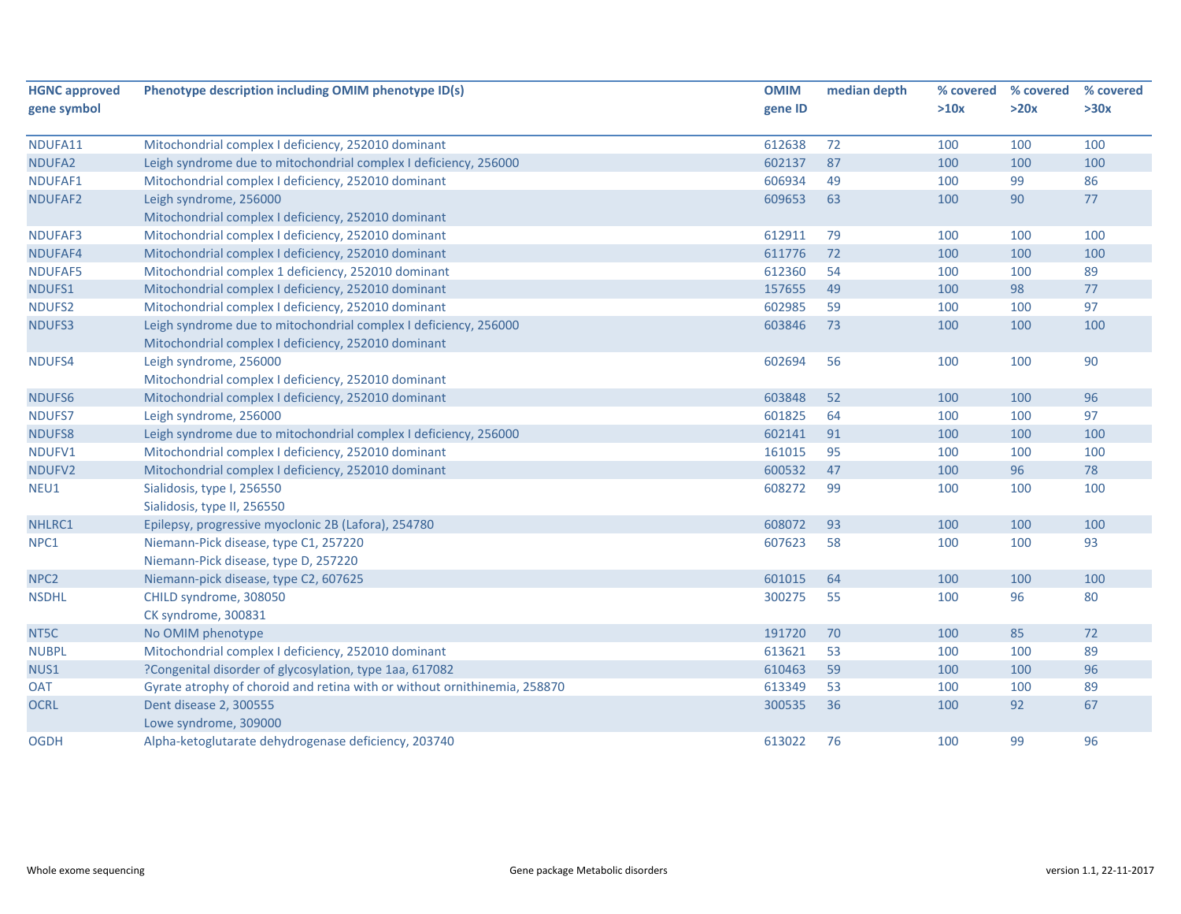| HGNC approved gene symbol | Phenotype description including OMIM phenotype ID(s) | OMIM gene ID | median depth | % covered >10x | % covered >20x | % covered >30x |
|---|---|---|---|---|---|---|
| NDUFA11 | Mitochondrial complex I deficiency, 252010 dominant | 612638 | 72 | 100 | 100 | 100 |
| NDUFA2 | Leigh syndrome due to mitochondrial complex I deficiency, 256000 | 602137 | 87 | 100 | 100 | 100 |
| NDUFAF1 | Mitochondrial complex I deficiency, 252010 dominant | 606934 | 49 | 100 | 99 | 86 |
| NDUFAF2 | Leigh syndrome, 256000<br>Mitochondrial complex I deficiency, 252010 dominant | 609653 | 63 | 100 | 90 | 77 |
| NDUFAF3 | Mitochondrial complex I deficiency, 252010 dominant | 612911 | 79 | 100 | 100 | 100 |
| NDUFAF4 | Mitochondrial complex I deficiency, 252010 dominant | 611776 | 72 | 100 | 100 | 100 |
| NDUFAF5 | Mitochondrial complex 1 deficiency, 252010 dominant | 612360 | 54 | 100 | 100 | 89 |
| NDUFS1 | Mitochondrial complex I deficiency, 252010 dominant | 157655 | 49 | 100 | 98 | 77 |
| NDUFS2 | Mitochondrial complex I deficiency, 252010 dominant | 602985 | 59 | 100 | 100 | 97 |
| NDUFS3 | Leigh syndrome due to mitochondrial complex I deficiency, 256000<br>Mitochondrial complex I deficiency, 252010 dominant | 603846 | 73 | 100 | 100 | 100 |
| NDUFS4 | Leigh syndrome, 256000<br>Mitochondrial complex I deficiency, 252010 dominant | 602694 | 56 | 100 | 100 | 90 |
| NDUFS6 | Mitochondrial complex I deficiency, 252010 dominant | 603848 | 52 | 100 | 100 | 96 |
| NDUFS7 | Leigh syndrome, 256000 | 601825 | 64 | 100 | 100 | 97 |
| NDUFS8 | Leigh syndrome due to mitochondrial complex I deficiency, 256000 | 602141 | 91 | 100 | 100 | 100 |
| NDUFV1 | Mitochondrial complex I deficiency, 252010 dominant | 161015 | 95 | 100 | 100 | 100 |
| NDUFV2 | Mitochondrial complex I deficiency, 252010 dominant | 600532 | 47 | 100 | 96 | 78 |
| NEU1 | Sialidosis, type I, 256550<br>Sialidosis, type II, 256550 | 608272 | 99 | 100 | 100 | 100 |
| NHLRC1 | Epilepsy, progressive myoclonic 2B (Lafora), 254780 | 608072 | 93 | 100 | 100 | 100 |
| NPC1 | Niemann-Pick disease, type C1, 257220<br>Niemann-Pick disease, type D, 257220 | 607623 | 58 | 100 | 100 | 93 |
| NPC2 | Niemann-pick disease, type C2, 607625 | 601015 | 64 | 100 | 100 | 100 |
| NSDHL | CHILD syndrome, 308050<br>CK syndrome, 300831 | 300275 | 55 | 100 | 96 | 80 |
| NT5C | No OMIM phenotype | 191720 | 70 | 100 | 85 | 72 |
| NUBPL | Mitochondrial complex I deficiency, 252010 dominant | 613621 | 53 | 100 | 100 | 89 |
| NUS1 | ?Congenital disorder of glycosylation, type 1aa, 617082 | 610463 | 59 | 100 | 100 | 96 |
| OAT | Gyrate atrophy of choroid and retina with or without ornithinemia, 258870 | 613349 | 53 | 100 | 100 | 89 |
| OCRL | Dent disease 2, 300555<br>Lowe syndrome, 309000 | 300535 | 36 | 100 | 92 | 67 |
| OGDH | Alpha-ketoglutarate dehydrogenase deficiency, 203740 | 613022 | 76 | 100 | 99 | 96 |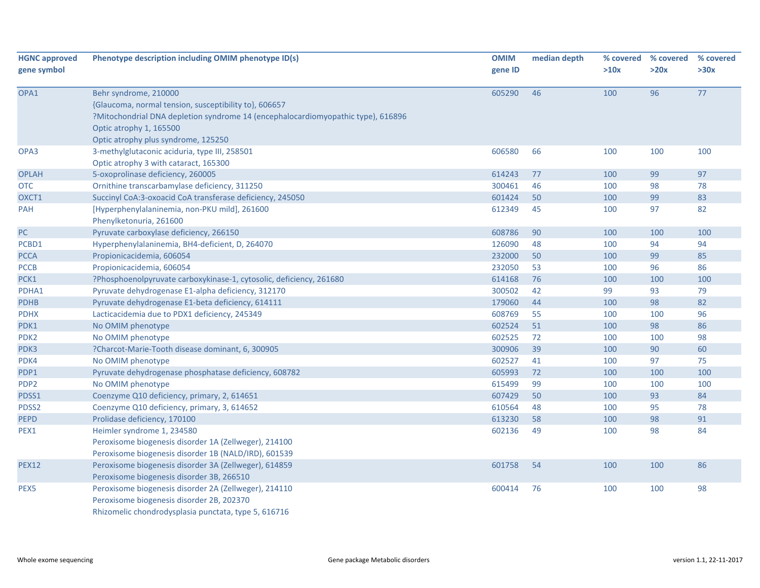| HGNC approved gene symbol | Phenotype description including OMIM phenotype ID(s) | OMIM gene ID | median depth | % covered >10x | % covered >20x | % covered >30x |
|---|---|---|---|---|---|---|
| OPA1 | Behr syndrome, 210000<br>{Glaucoma, normal tension, susceptibility to}, 606657<br>?Mitochondrial DNA depletion syndrome 14 (encephalocardiomyopathic type), 616896<br>Optic atrophy 1, 165500<br>Optic atrophy plus syndrome, 125250 | 605290 | 46 | 100 | 96 | 77 |
| OPA3 | 3-methylglutaconic aciduria, type III, 258501<br>Optic atrophy 3 with cataract, 165300 | 606580 | 66 | 100 | 100 | 100 |
| OPLAH | 5-oxoprolinase deficiency, 260005 | 614243 | 77 | 100 | 99 | 97 |
| OTC | Ornithine transcarbamylase deficiency, 311250 | 300461 | 46 | 100 | 98 | 78 |
| OXCT1 | Succinyl CoA:3-oxoacid CoA transferase deficiency, 245050 | 601424 | 50 | 100 | 99 | 83 |
| PAH | [Hyperphenylalaninemia, non-PKU mild], 261600<br>Phenylketonuria, 261600 | 612349 | 45 | 100 | 97 | 82 |
| PC | Pyruvate carboxylase deficiency, 266150 | 608786 | 90 | 100 | 100 | 100 |
| PCBD1 | Hyperphenylalaninemia, BH4-deficient, D, 264070 | 126090 | 48 | 100 | 94 | 94 |
| PCCA | Propionicacidemia, 606054 | 232000 | 50 | 100 | 99 | 85 |
| PCCB | Propionicacidemia, 606054 | 232050 | 53 | 100 | 96 | 86 |
| PCK1 | ?Phosphoenolpyruvate carboxykinase-1, cytosolic, deficiency, 261680 | 614168 | 76 | 100 | 100 | 100 |
| PDHA1 | Pyruvate dehydrogenase E1-alpha deficiency, 312170 | 300502 | 42 | 99 | 93 | 79 |
| PDHB | Pyruvate dehydrogenase E1-beta deficiency, 614111 | 179060 | 44 | 100 | 98 | 82 |
| PDHX | Lacticacidemia due to PDX1 deficiency, 245349 | 608769 | 55 | 100 | 100 | 96 |
| PDK1 | No OMIM phenotype | 602524 | 51 | 100 | 98 | 86 |
| PDK2 | No OMIM phenotype | 602525 | 72 | 100 | 100 | 98 |
| PDK3 | ?Charcot-Marie-Tooth disease dominant, 6, 300905 | 300906 | 39 | 100 | 90 | 60 |
| PDK4 | No OMIM phenotype | 602527 | 41 | 100 | 97 | 75 |
| PDP1 | Pyruvate dehydrogenase phosphatase deficiency, 608782 | 605993 | 72 | 100 | 100 | 100 |
| PDP2 | No OMIM phenotype | 615499 | 99 | 100 | 100 | 100 |
| PDSS1 | Coenzyme Q10 deficiency, primary, 2, 614651 | 607429 | 50 | 100 | 93 | 84 |
| PDSS2 | Coenzyme Q10 deficiency, primary, 3, 614652 | 610564 | 48 | 100 | 95 | 78 |
| PEPD | Prolidase deficiency, 170100 | 613230 | 58 | 100 | 98 | 91 |
| PEX1 | Heimler syndrome 1, 234580<br>Peroxisome biogenesis disorder 1A (Zellweger), 214100<br>Peroxisome biogenesis disorder 1B (NALD/IRD), 601539 | 602136 | 49 | 100 | 98 | 84 |
| PEX12 | Peroxisome biogenesis disorder 3A (Zellweger), 614859<br>Peroxisome biogenesis disorder 3B, 266510 | 601758 | 54 | 100 | 100 | 86 |
| PEX5 | Peroxisome biogenesis disorder 2A (Zellweger), 214110<br>Peroxisome biogenesis disorder 2B, 202370<br>Rhizomelic chondrodysplasia punctata, type 5, 616716 | 600414 | 76 | 100 | 100 | 98 |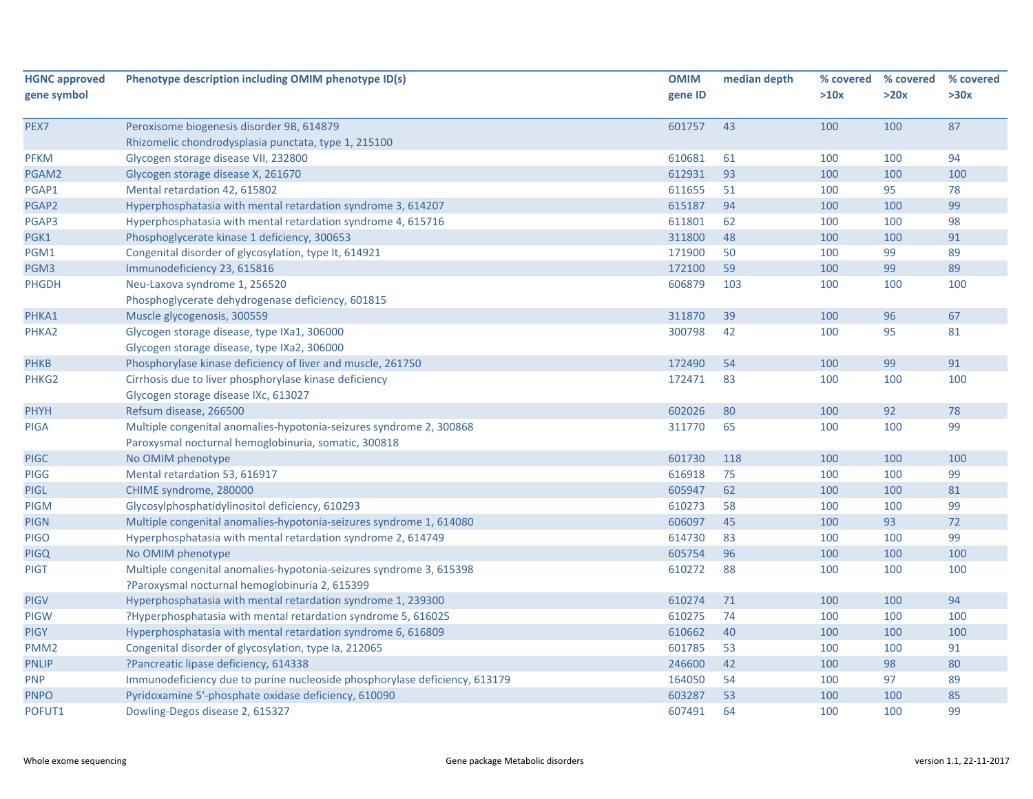| HGNC approved gene symbol | Phenotype description including OMIM phenotype ID(s) | OMIM gene ID | median depth | % covered >10x | % covered >20x | % covered >30x |
|---|---|---|---|---|---|---|
| PEX7 | Peroxisome biogenesis disorder 9B, 614879<br>Rhizomelic chondrodysplasia punctata, type 1, 215100 | 601757 | 43 | 100 | 100 | 87 |
| PFKM | Glycogen storage disease VII, 232800 | 610681 | 61 | 100 | 100 | 94 |
| PGAM2 | Glycogen storage disease X, 261670 | 612931 | 93 | 100 | 100 | 100 |
| PGAP1 | Mental retardation 42, 615802 | 611655 | 51 | 100 | 95 | 78 |
| PGAP2 | Hyperphosphatasia with mental retardation syndrome 3, 614207 | 615187 | 94 | 100 | 100 | 99 |
| PGAP3 | Hyperphosphatasia with mental retardation syndrome 4, 615716 | 611801 | 62 | 100 | 100 | 98 |
| PGK1 | Phosphoglycerate kinase 1 deficiency, 300653 | 311800 | 48 | 100 | 100 | 91 |
| PGM1 | Congenital disorder of glycosylation, type It, 614921 | 171900 | 50 | 100 | 99 | 89 |
| PGM3 | Immunodeficiency 23, 615816 | 172100 | 59 | 100 | 99 | 89 |
| PHGDH | Neu-Laxova syndrome 1, 256520<br>Phosphoglycerate dehydrogenase deficiency, 601815 | 606879 | 103 | 100 | 100 | 100 |
| PHKA1 | Muscle glycogenosis, 300559 | 311870 | 39 | 100 | 96 | 67 |
| PHKA2 | Glycogen storage disease, type IXa1, 306000<br>Glycogen storage disease, type IXa2, 306000 | 300798 | 42 | 100 | 95 | 81 |
| PHKB | Phosphorylase kinase deficiency of liver and muscle, 261750 | 172490 | 54 | 100 | 99 | 91 |
| PHKG2 | Cirrhosis due to liver phosphorylase kinase deficiency<br>Glycogen storage disease IXc, 613027 | 172471 | 83 | 100 | 100 | 100 |
| PHYH | Refsum disease, 266500 | 602026 | 80 | 100 | 92 | 78 |
| PIGA | Multiple congenital anomalies-hypotonia-seizures syndrome 2, 300868<br>Paroxysmal nocturnal hemoglobinuria, somatic, 300818 | 311770 | 65 | 100 | 100 | 99 |
| PIGC | No OMIM phenotype | 601730 | 118 | 100 | 100 | 100 |
| PIGG | Mental retardation 53, 616917 | 616918 | 75 | 100 | 100 | 99 |
| PIGL | CHIME syndrome, 280000 | 605947 | 62 | 100 | 100 | 81 |
| PIGM | Glycosylphosphatidylinositol deficiency, 610293 | 610273 | 58 | 100 | 100 | 99 |
| PIGN | Multiple congenital anomalies-hypotonia-seizures syndrome 1, 614080 | 606097 | 45 | 100 | 93 | 72 |
| PIGO | Hyperphosphatasia with mental retardation syndrome 2, 614749 | 614730 | 83 | 100 | 100 | 99 |
| PIGQ | No OMIM phenotype | 605754 | 96 | 100 | 100 | 100 |
| PIGT | Multiple congenital anomalies-hypotonia-seizures syndrome 3, 615398<br>?Paroxysmal nocturnal hemoglobinuria 2, 615399 | 610272 | 88 | 100 | 100 | 100 |
| PIGV | Hyperphosphatasia with mental retardation syndrome 1, 239300 | 610274 | 71 | 100 | 100 | 94 |
| PIGW | ?Hyperphosphatasia with mental retardation syndrome 5, 616025 | 610275 | 74 | 100 | 100 | 100 |
| PIGY | Hyperphosphatasia with mental retardation syndrome 6, 616809 | 610662 | 40 | 100 | 100 | 100 |
| PMM2 | Congenital disorder of glycosylation, type Ia, 212065 | 601785 | 53 | 100 | 100 | 91 |
| PNLIP | ?Pancreatic lipase deficiency, 614338 | 246600 | 42 | 100 | 98 | 80 |
| PNP | Immunodeficiency due to purine nucleoside phosphorylase deficiency, 613179 | 164050 | 54 | 100 | 97 | 89 |
| PNPO | Pyridoxamine 5'-phosphate oxidase deficiency, 610090 | 603287 | 53 | 100 | 100 | 85 |
| POFUT1 | Dowling-Degos disease 2, 615327 | 607491 | 64 | 100 | 100 | 99 |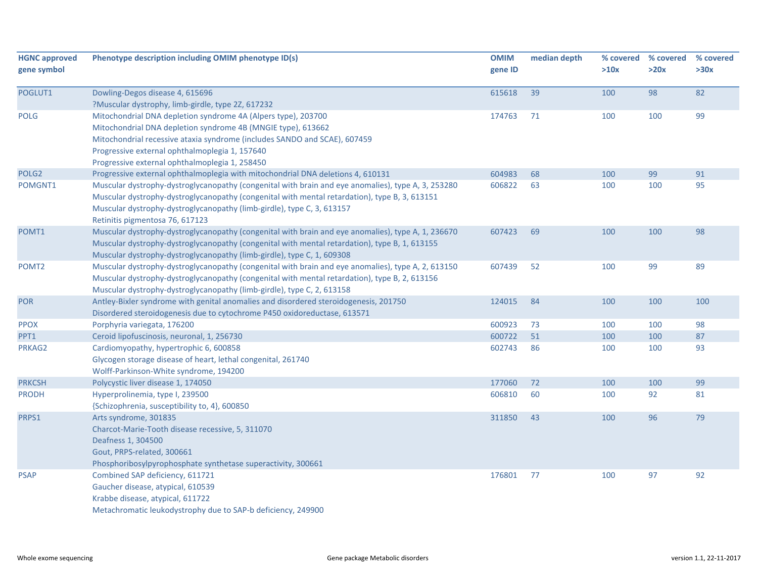| HGNC approved gene symbol | Phenotype description including OMIM phenotype ID(s) | OMIM gene ID | median depth | % covered >10x | % covered >20x | % covered >30x |
|---|---|---|---|---|---|---|
| POGLUT1 | Dowling-Degos disease 4, 615696<br>?Muscular dystrophy, limb-girdle, type 2Z, 617232 | 615618 | 39 | 100 | 98 | 82 |
| POLG | Mitochondrial DNA depletion syndrome 4A (Alpers type), 203700<br>Mitochondrial DNA depletion syndrome 4B (MNGIE type), 613662<br>Mitochondrial recessive ataxia syndrome (includes SANDO and SCAE), 607459<br>Progressive external ophthalmoplegia 1, 157640<br>Progressive external ophthalmoplegia 1, 258450 | 174763 | 71 | 100 | 100 | 99 |
| POLG2 | Progressive external ophthalmoplegia with mitochondrial DNA deletions 4, 610131 | 604983 | 68 | 100 | 99 | 91 |
| POMGNT1 | Muscular dystrophy-dystroglycanopathy (congenital with brain and eye anomalies), type A, 3, 253280<br>Muscular dystrophy-dystroglycanopathy (congenital with mental retardation), type B, 3, 613151<br>Muscular dystrophy-dystroglycanopathy (limb-girdle), type C, 3, 613157<br>Retinitis pigmentosa 76, 617123 | 606822 | 63 | 100 | 100 | 95 |
| POMT1 | Muscular dystrophy-dystroglycanopathy (congenital with brain and eye anomalies), type A, 1, 236670<br>Muscular dystrophy-dystroglycanopathy (congenital with mental retardation), type B, 1, 613155<br>Muscular dystrophy-dystroglycanopathy (limb-girdle), type C, 1, 609308 | 607423 | 69 | 100 | 100 | 98 |
| POMT2 | Muscular dystrophy-dystroglycanopathy (congenital with brain and eye anomalies), type A, 2, 613150<br>Muscular dystrophy-dystroglycanopathy (congenital with mental retardation), type B, 2, 613156<br>Muscular dystrophy-dystroglycanopathy (limb-girdle), type C, 2, 613158 | 607439 | 52 | 100 | 99 | 89 |
| POR | Antley-Bixler syndrome with genital anomalies and disordered steroidogenesis, 201750<br>Disordered steroidogenesis due to cytochrome P450 oxidoreductase, 613571 | 124015 | 84 | 100 | 100 | 100 |
| PPOX | Porphyria variegata, 176200 | 600923 | 73 | 100 | 100 | 98 |
| PPT1 | Ceroid lipofuscinosis, neuronal, 1, 256730 | 600722 | 51 | 100 | 100 | 87 |
| PRKAG2 | Cardiomyopathy, hypertrophic 6, 600858<br>Glycogen storage disease of heart, lethal congenital, 261740<br>Wolff-Parkinson-White syndrome, 194200 | 602743 | 86 | 100 | 100 | 93 |
| PRKCSH | Polycystic liver disease 1, 174050 | 177060 | 72 | 100 | 100 | 99 |
| PRODH | Hyperprolinemia, type I, 239500<br>{Schizophrenia, susceptibility to, 4}, 600850 | 606810 | 60 | 100 | 92 | 81 |
| PRPS1 | Arts syndrome, 301835<br>Charcot-Marie-Tooth disease recessive, 5, 311070<br>Deafness 1, 304500<br>Gout, PRPS-related, 300661<br>Phosphoribosylpyrophosphate synthetase superactivity, 300661 | 311850 | 43 | 100 | 96 | 79 |
| PSAP | Combined SAP deficiency, 611721<br>Gaucher disease, atypical, 610539<br>Krabbe disease, atypical, 611722<br>Metachromatic leukodystrophy due to SAP-b deficiency, 249900 | 176801 | 77 | 100 | 97 | 92 |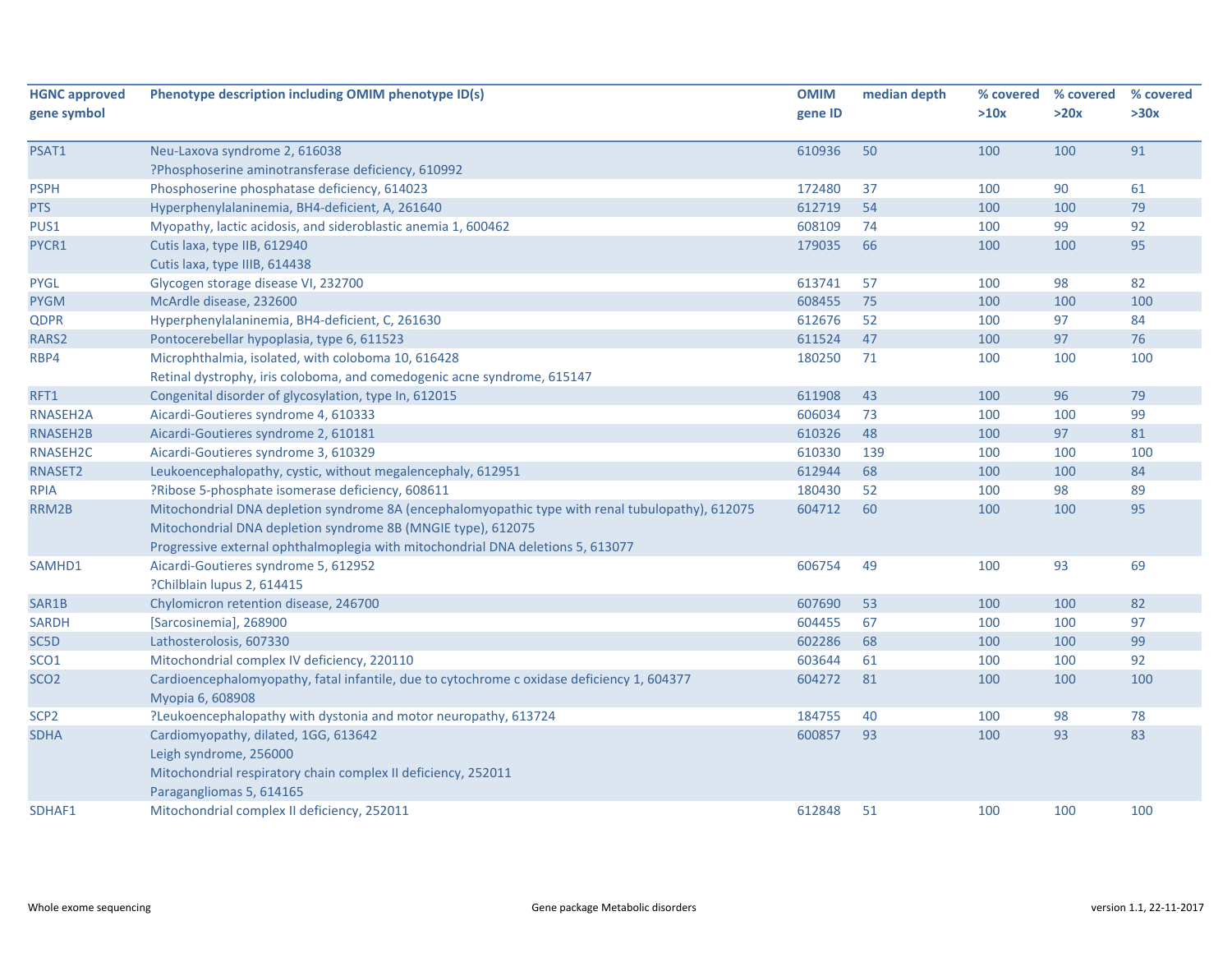| HGNC approved gene symbol | Phenotype description including OMIM phenotype ID(s) | OMIM gene ID | median depth | % covered >10x | % covered >20x | % covered >30x |
|---|---|---|---|---|---|---|
| PSAT1 | Neu-Laxova syndrome 2, 616038<br>?Phosphoserine aminotransferase deficiency, 610992 | 610936 | 50 | 100 | 100 | 91 |
| PSPH | Phosphoserine phosphatase deficiency, 614023 | 172480 | 37 | 100 | 90 | 61 |
| PTS | Hyperphenylalaninemia, BH4-deficient, A, 261640 | 612719 | 54 | 100 | 100 | 79 |
| PUS1 | Myopathy, lactic acidosis, and sideroblastic anemia 1, 600462 | 608109 | 74 | 100 | 99 | 92 |
| PYCR1 | Cutis laxa, type IIB, 612940<br>Cutis laxa, type IIIB, 614438 | 179035 | 66 | 100 | 100 | 95 |
| PYGL | Glycogen storage disease VI, 232700 | 613741 | 57 | 100 | 98 | 82 |
| PYGM | McArdle disease, 232600 | 608455 | 75 | 100 | 100 | 100 |
| QDPR | Hyperphenylalaninemia, BH4-deficient, C, 261630 | 612676 | 52 | 100 | 97 | 84 |
| RARS2 | Pontocerebellar hypoplasia, type 6, 611523 | 611524 | 47 | 100 | 97 | 76 |
| RBP4 | Microphthalmia, isolated, with coloboma 10, 616428<br>Retinal dystrophy, iris coloboma, and comedogenic acne syndrome, 615147 | 180250 | 71 | 100 | 100 | 100 |
| RFT1 | Congenital disorder of glycosylation, type In, 612015 | 611908 | 43 | 100 | 96 | 79 |
| RNASEH2A | Aicardi-Goutieres syndrome 4, 610333 | 606034 | 73 | 100 | 100 | 99 |
| RNASEH2B | Aicardi-Goutieres syndrome 2, 610181 | 610326 | 48 | 100 | 97 | 81 |
| RNASEH2C | Aicardi-Goutieres syndrome 3, 610329 | 610330 | 139 | 100 | 100 | 100 |
| RNASET2 | Leukoencephalopathy, cystic, without megalencephaly, 612951 | 612944 | 68 | 100 | 100 | 84 |
| RPIA | ?Ribose 5-phosphate isomerase deficiency, 608611 | 180430 | 52 | 100 | 98 | 89 |
| RRM2B | Mitochondrial DNA depletion syndrome 8A (encephalomyopathic type with renal tubulopathy), 612075<br>Mitochondrial DNA depletion syndrome 8B (MNGIE type), 612075<br>Progressive external ophthalmoplegia with mitochondrial DNA deletions 5, 613077 | 604712 | 60 | 100 | 100 | 95 |
| SAMHD1 | Aicardi-Goutieres syndrome 5, 612952<br>?Chilblain lupus 2, 614415 | 606754 | 49 | 100 | 93 | 69 |
| SAR1B | Chylomicron retention disease, 246700 | 607690 | 53 | 100 | 100 | 82 |
| SARDH | [Sarcosinemia], 268900 | 604455 | 67 | 100 | 100 | 97 |
| SC5D | Lathosterolosis, 607330 | 602286 | 68 | 100 | 100 | 99 |
| SCO1 | Mitochondrial complex IV deficiency, 220110 | 603644 | 61 | 100 | 100 | 92 |
| SCO2 | Cardioencephalomyopathy, fatal infantile, due to cytochrome c oxidase deficiency 1, 604377<br>Myopia 6, 608908 | 604272 | 81 | 100 | 100 | 100 |
| SCP2 | ?Leukoencephalopathy with dystonia and motor neuropathy, 613724 | 184755 | 40 | 100 | 98 | 78 |
| SDHA | Cardiomyopathy, dilated, 1GG, 613642<br>Leigh syndrome, 256000<br>Mitochondrial respiratory chain complex II deficiency, 252011<br>Paragangliomas 5, 614165 | 600857 | 93 | 100 | 93 | 83 |
| SDHAF1 | Mitochondrial complex II deficiency, 252011 | 612848 | 51 | 100 | 100 | 100 |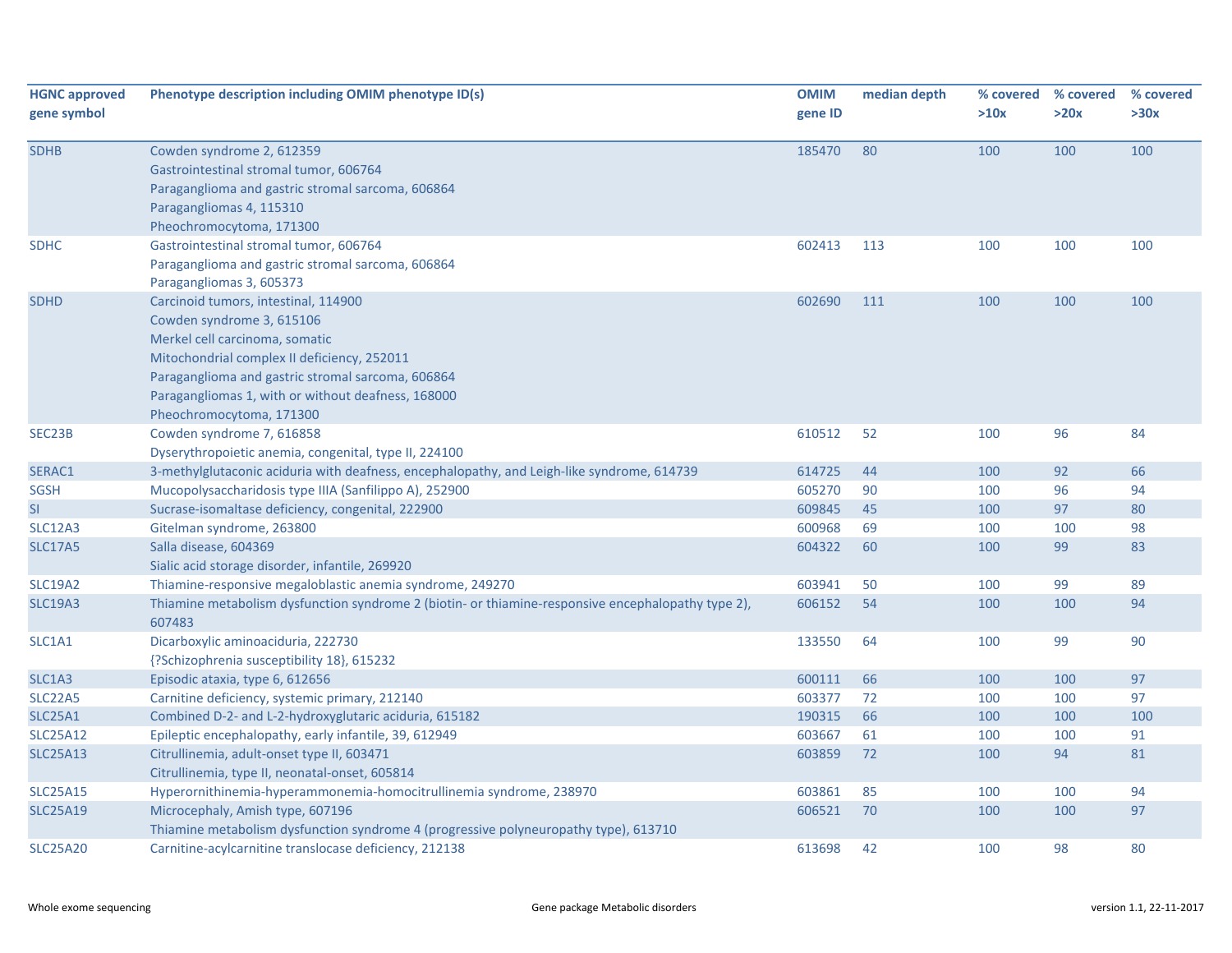| HGNC approved gene symbol | Phenotype description including OMIM phenotype ID(s) | OMIM gene ID | median depth | % covered >10x | % covered >20x | % covered >30x |
|---|---|---|---|---|---|---|
| SDHB | Cowden syndrome 2, 612359<br>Gastrointestinal stromal tumor, 606764<br>Paraganglioma and gastric stromal sarcoma, 606864<br>Paragangliomas 4, 115310<br>Pheochromocytoma, 171300 | 185470 | 80 | 100 | 100 | 100 |
| SDHC | Gastrointestinal stromal tumor, 606764<br>Paraganglioma and gastric stromal sarcoma, 606864<br>Paragangliomas 3, 605373 | 602413 | 113 | 100 | 100 | 100 |
| SDHD | Carcinoid tumors, intestinal, 114900<br>Cowden syndrome 3, 615106<br>Merkel cell carcinoma, somatic<br>Mitochondrial complex II deficiency, 252011<br>Paraganglioma and gastric stromal sarcoma, 606864<br>Paragangliomas 1, with or without deafness, 168000<br>Pheochromocytoma, 171300 | 602690 | 111 | 100 | 100 | 100 |
| SEC23B | Cowden syndrome 7, 616858<br>Dyserythropoietic anemia, congenital, type II, 224100 | 610512 | 52 | 100 | 96 | 84 |
| SERAC1 | 3-methylglutaconic aciduria with deafness, encephalopathy, and Leigh-like syndrome, 614739 | 614725 | 44 | 100 | 92 | 66 |
| SGSH | Mucopolysaccharidosis type IIIA (Sanfilippo A), 252900 | 605270 | 90 | 100 | 96 | 94 |
| SI | Sucrase-isomaltase deficiency, congenital, 222900 | 609845 | 45 | 100 | 97 | 80 |
| SLC12A3 | Gitelman syndrome, 263800 | 600968 | 69 | 100 | 100 | 98 |
| SLC17A5 | Salla disease, 604369<br>Sialic acid storage disorder, infantile, 269920 | 604322 | 60 | 100 | 99 | 83 |
| SLC19A2 | Thiamine-responsive megaloblastic anemia syndrome, 249270 | 603941 | 50 | 100 | 99 | 89 |
| SLC19A3 | Thiamine metabolism dysfunction syndrome 2 (biotin- or thiamine-responsive encephalopathy type 2), 607483 | 606152 | 54 | 100 | 100 | 94 |
| SLC1A1 | Dicarboxylic aminoaciduria, 222730<br>{?Schizophrenia susceptibility 18}, 615232 | 133550 | 64 | 100 | 99 | 90 |
| SLC1A3 | Episodic ataxia, type 6, 612656 | 600111 | 66 | 100 | 100 | 97 |
| SLC22A5 | Carnitine deficiency, systemic primary, 212140 | 603377 | 72 | 100 | 100 | 97 |
| SLC25A1 | Combined D-2- and L-2-hydroxyglutaric aciduria, 615182 | 190315 | 66 | 100 | 100 | 100 |
| SLC25A12 | Epileptic encephalopathy, early infantile, 39, 612949 | 603667 | 61 | 100 | 100 | 91 |
| SLC25A13 | Citrullinemia, adult-onset type II, 603471<br>Citrullinemia, type II, neonatal-onset, 605814 | 603859 | 72 | 100 | 94 | 81 |
| SLC25A15 | Hyperornithinemia-hyperammonemia-homocitrullinemia syndrome, 238970 | 603861 | 85 | 100 | 100 | 94 |
| SLC25A19 | Microcephaly, Amish type, 607196<br>Thiamine metabolism dysfunction syndrome 4 (progressive polyneuropathy type), 613710 | 606521 | 70 | 100 | 100 | 97 |
| SLC25A20 | Carnitine-acylcarnitine translocase deficiency, 212138 | 613698 | 42 | 100 | 98 | 80 |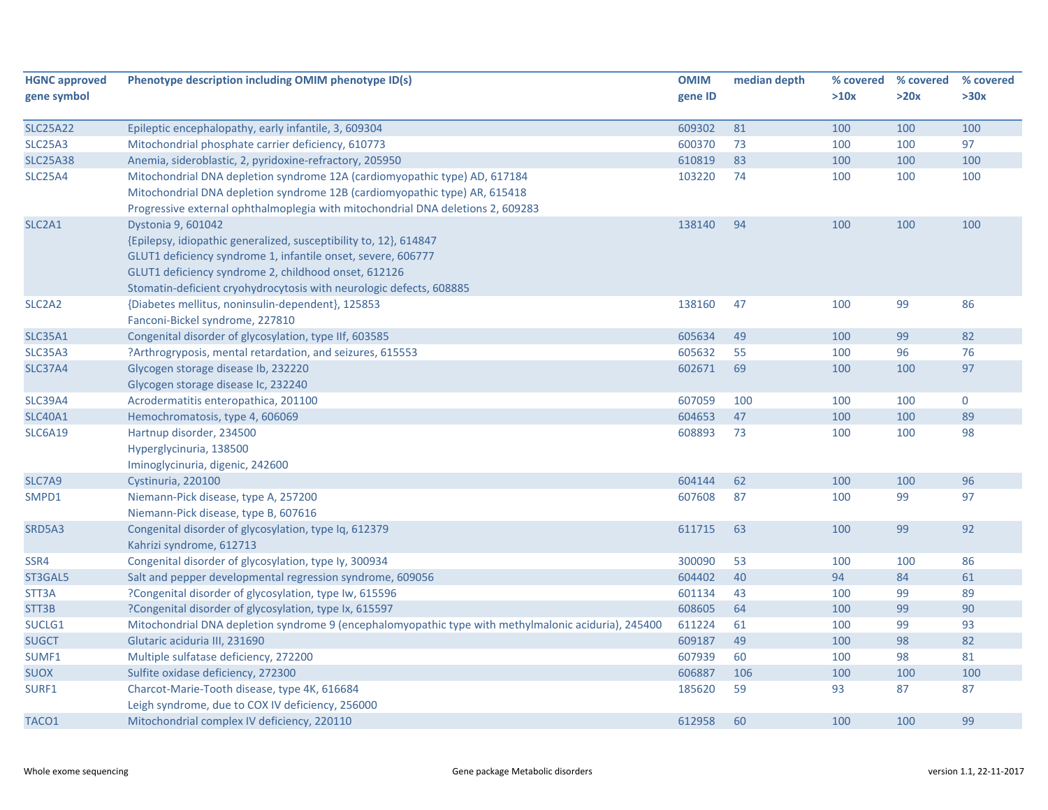| HGNC approved gene symbol | Phenotype description including OMIM phenotype ID(s) | OMIM gene ID | median depth | % covered >10x | % covered >20x | % covered >30x |
|---|---|---|---|---|---|---|
| SLC25A22 | Epileptic encephalopathy, early infantile, 3, 609304 | 609302 | 81 | 100 | 100 | 100 |
| SLC25A3 | Mitochondrial phosphate carrier deficiency, 610773 | 600370 | 73 | 100 | 100 | 97 |
| SLC25A38 | Anemia, sideroblastic, 2, pyridoxine-refractory, 205950 | 610819 | 83 | 100 | 100 | 100 |
| SLC25A4 | Mitochondrial DNA depletion syndrome 12A (cardiomyopathic type) AD, 617184<br>Mitochondrial DNA depletion syndrome 12B (cardiomyopathic type) AR, 615418<br>Progressive external ophthalmoplegia with mitochondrial DNA deletions 2, 609283 | 103220 | 74 | 100 | 100 | 100 |
| SLC2A1 | Dystonia 9, 601042<br>{Epilepsy, idiopathic generalized, susceptibility to, 12}, 614847<br>GLUT1 deficiency syndrome 1, infantile onset, severe, 606777<br>GLUT1 deficiency syndrome 2, childhood onset, 612126<br>Stomatin-deficient cryohydrocytosis with neurologic defects, 608885 | 138140 | 94 | 100 | 100 | 100 |
| SLC2A2 | {Diabetes mellitus, noninsulin-dependent}, 125853<br>Fanconi-Bickel syndrome, 227810 | 138160 | 47 | 100 | 99 | 86 |
| SLC35A1 | Congenital disorder of glycosylation, type IIf, 603585 | 605634 | 49 | 100 | 99 | 82 |
| SLC35A3 | ?Arthrogryposis, mental retardation, and seizures, 615553 | 605632 | 55 | 100 | 96 | 76 |
| SLC37A4 | Glycogen storage disease Ib, 232220<br>Glycogen storage disease Ic, 232240 | 602671 | 69 | 100 | 100 | 97 |
| SLC39A4 | Acrodermatitis enteropathica, 201100 | 607059 | 100 | 100 | 100 | 0 |
| SLC40A1 | Hemochromatosis, type 4, 606069 | 604653 | 47 | 100 | 100 | 89 |
| SLC6A19 | Hartnup disorder, 234500<br>Hyperglycinuria, 138500<br>Iminoglycinuria, digenic, 242600 | 608893 | 73 | 100 | 100 | 98 |
| SLC7A9 | Cystinuria, 220100 | 604144 | 62 | 100 | 100 | 96 |
| SMPD1 | Niemann-Pick disease, type A, 257200<br>Niemann-Pick disease, type B, 607616 | 607608 | 87 | 100 | 99 | 97 |
| SRD5A3 | Congenital disorder of glycosylation, type Iq, 612379<br>Kahrizi syndrome, 612713 | 611715 | 63 | 100 | 99 | 92 |
| SSR4 | Congenital disorder of glycosylation, type Iy, 300934 | 300090 | 53 | 100 | 100 | 86 |
| ST3GAL5 | Salt and pepper developmental regression syndrome, 609056 | 604402 | 40 | 94 | 84 | 61 |
| STT3A | ?Congenital disorder of glycosylation, type Iw, 615596 | 601134 | 43 | 100 | 99 | 89 |
| STT3B | ?Congenital disorder of glycosylation, type Ix, 615597 | 608605 | 64 | 100 | 99 | 90 |
| SUCLG1 | Mitochondrial DNA depletion syndrome 9 (encephalomyopathic type with methylmalonic aciduria), 245400 | 611224 | 61 | 100 | 99 | 93 |
| SUGCT | Glutaric aciduria III, 231690 | 609187 | 49 | 100 | 98 | 82 |
| SUMF1 | Multiple sulfatase deficiency, 272200 | 607939 | 60 | 100 | 98 | 81 |
| SUOX | Sulfite oxidase deficiency, 272300 | 606887 | 106 | 100 | 100 | 100 |
| SURF1 | Charcot-Marie-Tooth disease, type 4K, 616684<br>Leigh syndrome, due to COX IV deficiency, 256000 | 185620 | 59 | 93 | 87 | 87 |
| TACO1 | Mitochondrial complex IV deficiency, 220110 | 612958 | 60 | 100 | 100 | 99 |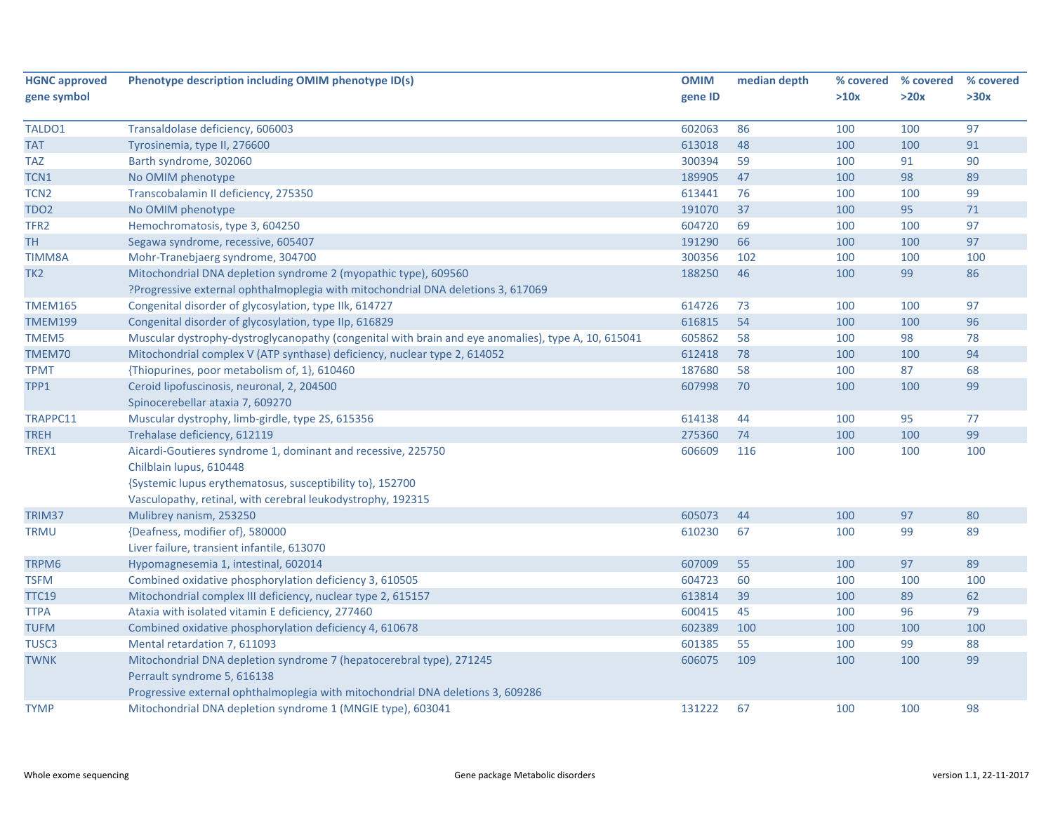| HGNC approved gene symbol | Phenotype description including OMIM phenotype ID(s) | OMIM gene ID | median depth | % covered >10x | % covered >20x | % covered >30x |
|---|---|---|---|---|---|---|
| TALDO1 | Transaldolase deficiency, 606003 | 602063 | 86 | 100 | 100 | 97 |
| TAT | Tyrosinemia, type II, 276600 | 613018 | 48 | 100 | 100 | 91 |
| TAZ | Barth syndrome, 302060 | 300394 | 59 | 100 | 91 | 90 |
| TCN1 | No OMIM phenotype | 189905 | 47 | 100 | 98 | 89 |
| TCN2 | Transcobalamin II deficiency, 275350 | 613441 | 76 | 100 | 100 | 99 |
| TDO2 | No OMIM phenotype | 191070 | 37 | 100 | 95 | 71 |
| TFR2 | Hemochromatosis, type 3, 604250 | 604720 | 69 | 100 | 100 | 97 |
| TH | Segawa syndrome, recessive, 605407 | 191290 | 66 | 100 | 100 | 97 |
| TIMM8A | Mohr-Tranebjaerg syndrome, 304700 | 300356 | 102 | 100 | 100 | 100 |
| TK2 | Mitochondrial DNA depletion syndrome 2 (myopathic type), 609560<br>?Progressive external ophthalmoplegia with mitochondrial DNA deletions 3, 617069 | 188250 | 46 | 100 | 99 | 86 |
| TMEM165 | Congenital disorder of glycosylation, type IIk, 614727 | 614726 | 73 | 100 | 100 | 97 |
| TMEM199 | Congenital disorder of glycosylation, type IIp, 616829 | 616815 | 54 | 100 | 100 | 96 |
| TMEM5 | Muscular dystrophy-dystroglycanopathy (congenital with brain and eye anomalies), type A, 10, 615041 | 605862 | 58 | 100 | 98 | 78 |
| TMEM70 | Mitochondrial complex V (ATP synthase) deficiency, nuclear type 2, 614052 | 612418 | 78 | 100 | 100 | 94 |
| TPMT | {Thiopurines, poor metabolism of, 1}, 610460 | 187680 | 58 | 100 | 87 | 68 |
| TPP1 | Ceroid lipofuscinosis, neuronal, 2, 204500<br>Spinocerebellar ataxia 7, 609270 | 607998 | 70 | 100 | 100 | 99 |
| TRAPPC11 | Muscular dystrophy, limb-girdle, type 2S, 615356 | 614138 | 44 | 100 | 95 | 77 |
| TREH | Trehalase deficiency, 612119 | 275360 | 74 | 100 | 100 | 99 |
| TREX1 | Aicardi-Goutieres syndrome 1, dominant and recessive, 225750<br>Chilblain lupus, 610448<br>{Systemic lupus erythematosus, susceptibility to}, 152700<br>Vasculopathy, retinal, with cerebral leukodystrophy, 192315 | 606609 | 116 | 100 | 100 | 100 |
| TRIM37 | Mulibrey nanism, 253250 | 605073 | 44 | 100 | 97 | 80 |
| TRMU | {Deafness, modifier of}, 580000<br>Liver failure, transient infantile, 613070 | 610230 | 67 | 100 | 99 | 89 |
| TRPM6 | Hypomagnesemia 1, intestinal, 602014 | 607009 | 55 | 100 | 97 | 89 |
| TSFM | Combined oxidative phosphorylation deficiency 3, 610505 | 604723 | 60 | 100 | 100 | 100 |
| TTC19 | Mitochondrial complex III deficiency, nuclear type 2, 615157 | 613814 | 39 | 100 | 89 | 62 |
| TTPA | Ataxia with isolated vitamin E deficiency, 277460 | 600415 | 45 | 100 | 96 | 79 |
| TUFM | Combined oxidative phosphorylation deficiency 4, 610678 | 602389 | 100 | 100 | 100 | 100 |
| TUSC3 | Mental retardation 7, 611093 | 601385 | 55 | 100 | 99 | 88 |
| TWNK | Mitochondrial DNA depletion syndrome 7 (hepatocerebral type), 271245<br>Perrault syndrome 5, 616138<br>Progressive external ophthalmoplegia with mitochondrial DNA deletions 3, 609286 | 606075 | 109 | 100 | 100 | 99 |
| TYMP | Mitochondrial DNA depletion syndrome 1 (MNGIE type), 603041 | 131222 | 67 | 100 | 100 | 98 |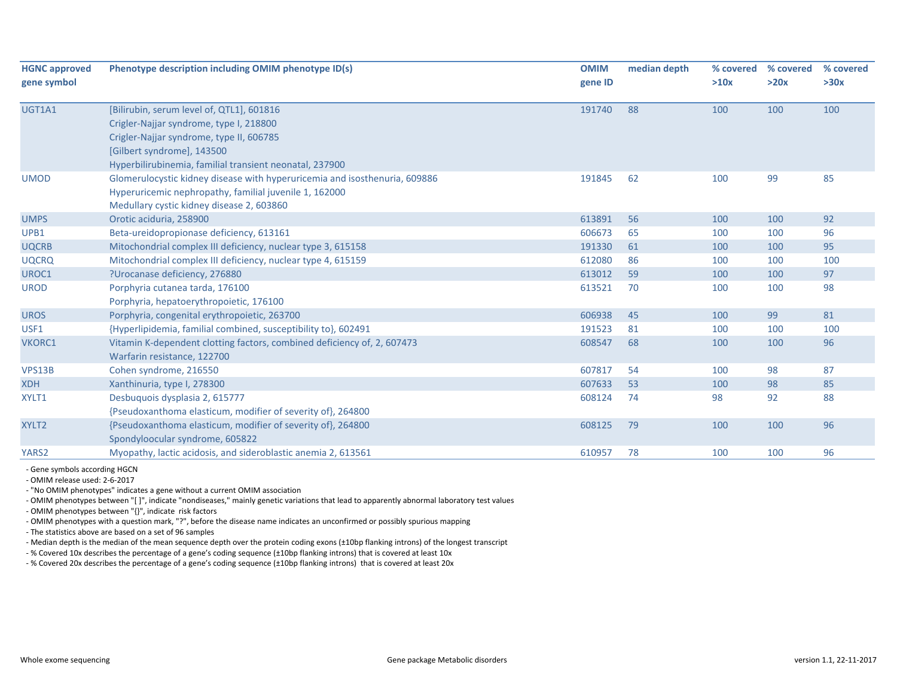| HGNC approved gene symbol | Phenotype description including OMIM phenotype ID(s) | OMIM gene ID | median depth | % covered >10x | % covered >20x | % covered >30x |
|---|---|---|---|---|---|---|
| UGT1A1 | [Bilirubin, serum level of, QTL1], 601816<br>Crigler-Najjar syndrome, type I, 218800<br>Crigler-Najjar syndrome, type II, 606785<br>[Gilbert syndrome], 143500<br>Hyperbilirubinemia, familial transient neonatal, 237900 | 191740 | 88 | 100 | 100 | 100 |
| UMOD | Glomerulocystic kidney disease with hyperuricemia and isosthenuria, 609886<br>Hyperuricemic nephropathy, familial juvenile 1, 162000<br>Medullary cystic kidney disease 2, 603860 | 191845 | 62 | 100 | 99 | 85 |
| UMPS | Orotic aciduria, 258900 | 613891 | 56 | 100 | 100 | 92 |
| UPB1 | Beta-ureidopropionase deficiency, 613161 | 606673 | 65 | 100 | 100 | 96 |
| UQCRB | Mitochondrial complex III deficiency, nuclear type 3, 615158 | 191330 | 61 | 100 | 100 | 95 |
| UQCRQ | Mitochondrial complex III deficiency, nuclear type 4, 615159 | 612080 | 86 | 100 | 100 | 100 |
| UROC1 | ?Urocanase deficiency, 276880 | 613012 | 59 | 100 | 100 | 97 |
| UROD | Porphyria cutanea tarda, 176100<br>Porphyria, hepatoerythropoietic, 176100 | 613521 | 70 | 100 | 100 | 98 |
| UROS | Porphyria, congenital erythropoietic, 263700 | 606938 | 45 | 100 | 99 | 81 |
| USF1 | {Hyperlipidemia, familial combined, susceptibility to}, 602491 | 191523 | 81 | 100 | 100 | 100 |
| VKORC1 | Vitamin K-dependent clotting factors, combined deficiency of, 2, 607473<br>Warfarin resistance, 122700 | 608547 | 68 | 100 | 100 | 96 |
| VPS13B | Cohen syndrome, 216550 | 607817 | 54 | 100 | 98 | 87 |
| XDH | Xanthinuria, type I, 278300 | 607633 | 53 | 100 | 98 | 85 |
| XYLT1 | Desbuquois dysplasia 2, 615777<br>{Pseudoxanthoma elasticum, modifier of severity of}, 264800 | 608124 | 74 | 98 | 92 | 88 |
| XYLT2 | {Pseudoxanthoma elasticum, modifier of severity of}, 264800<br>Spondyloocular syndrome, 605822 | 608125 | 79 | 100 | 100 | 96 |
| YARS2 | Myopathy, lactic acidosis, and sideroblastic anemia 2, 613561 | 610957 | 78 | 100 | 100 | 96 |

- Gene symbols according HGCN
- OMIM release used: 2-6-2017
- "No OMIM phenotypes" indicates a gene without a current OMIM association
- OMIM phenotypes between "[ ]", indicate "nondiseases," mainly genetic variations that lead to apparently abnormal laboratory test values
- OMIM phenotypes between "{}", indicate risk factors
- OMIM phenotypes with a question mark, "?", before the disease name indicates an unconfirmed or possibly spurious mapping
- The statistics above are based on a set of 96 samples
- Median depth is the median of the mean sequence depth over the protein coding exons (±10bp flanking introns) of the longest transcript
- % Covered 10x describes the percentage of a gene's coding sequence (±10bp flanking introns) that is covered at least 10x
- % Covered 20x describes the percentage of a gene's coding sequence (±10bp flanking introns) that is covered at least 20x